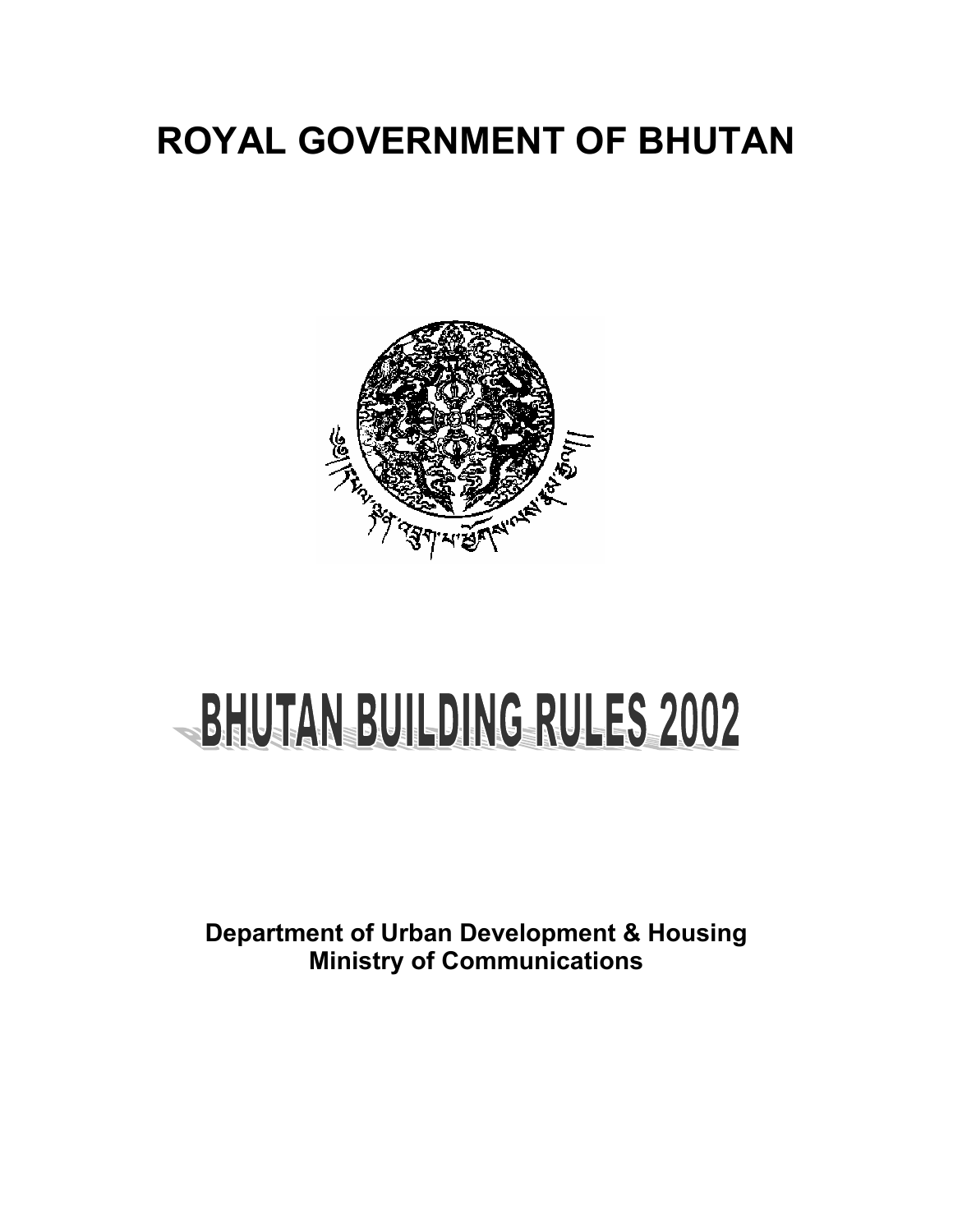# ROYAL GOVERNMENT OF BHUTAN

# BHUTAN BUILDING RULES 2002

**Department of Urban Development & Housing**
**Ministry of Communications**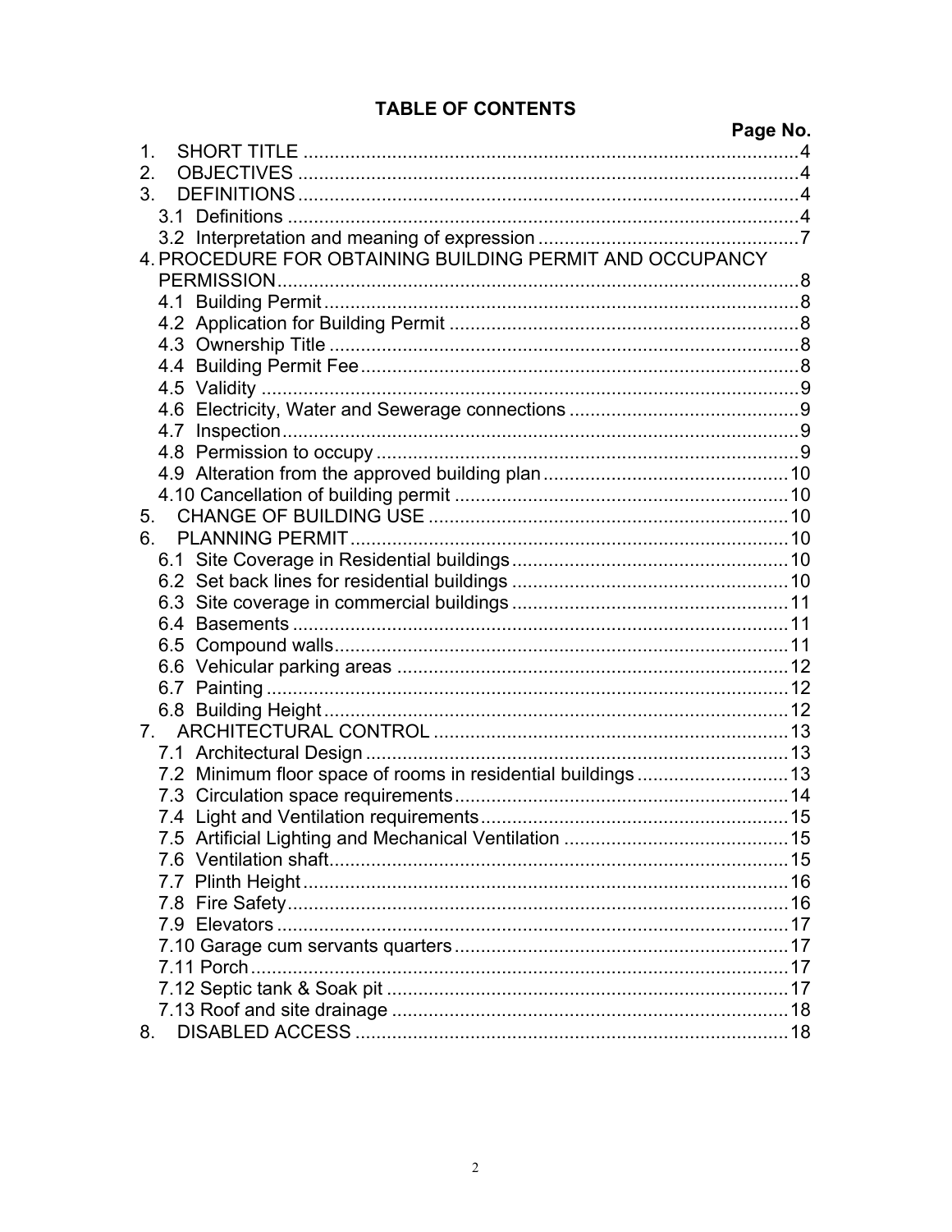## TABLE OF CONTENTS

| | Page No. |
|---|---|
| 1. SHORT TITLE | 4 |
| 2. OBJECTIVES | 4 |
| 3. DEFINITIONS | 4 |
| 3.1 Definitions | 4 |
| 3.2 Interpretation and meaning of expression | 7 |
| 4. PROCEDURE FOR OBTAINING BUILDING PERMIT AND OCCUPANCY PERMISSION | 8 |
| 4.1 Building Permit | 8 |
| 4.2 Application for Building Permit | 8 |
| 4.3 Ownership Title | 8 |
| 4.4 Building Permit Fee | 8 |
| 4.5 Validity | 9 |
| 4.6 Electricity, Water and Sewerage connections | 9 |
| 4.7 Inspection | 9 |
| 4.8 Permission to occupy | 9 |
| 4.9 Alteration from the approved building plan | 10 |
| 4.10 Cancellation of building permit | 10 |
| 5. CHANGE OF BUILDING USE | 10 |
| 6. PLANNING PERMIT | 10 |
| 6.1 Site Coverage in Residential buildings | 10 |
| 6.2 Set back lines for residential buildings | 10 |
| 6.3 Site coverage in commercial buildings | 11 |
| 6.4 Basements | 11 |
| 6.5 Compound walls | 11 |
| 6.6 Vehicular parking areas | 12 |
| 6.7 Painting | 12 |
| 6.8 Building Height | 12 |
| 7. ARCHITECTURAL CONTROL | 13 |
| 7.1 Architectural Design | 13 |
| 7.2 Minimum floor space of rooms in residential buildings | 13 |
| 7.3 Circulation space requirements | 14 |
| 7.4 Light and Ventilation requirements | 15 |
| 7.5 Artificial Lighting and Mechanical Ventilation | 15 |
| 7.6 Ventilation shaft | 15 |
| 7.7 Plinth Height | 16 |
| 7.8 Fire Safety | 16 |
| 7.9 Elevators | 17 |
| 7.10 Garage cum servants quarters | 17 |
| 7.11 Porch | 17 |
| 7.12 Septic tank & Soak pit | 17 |
| 7.13 Roof and site drainage | 18 |
| 8. DISABLED ACCESS | 18 |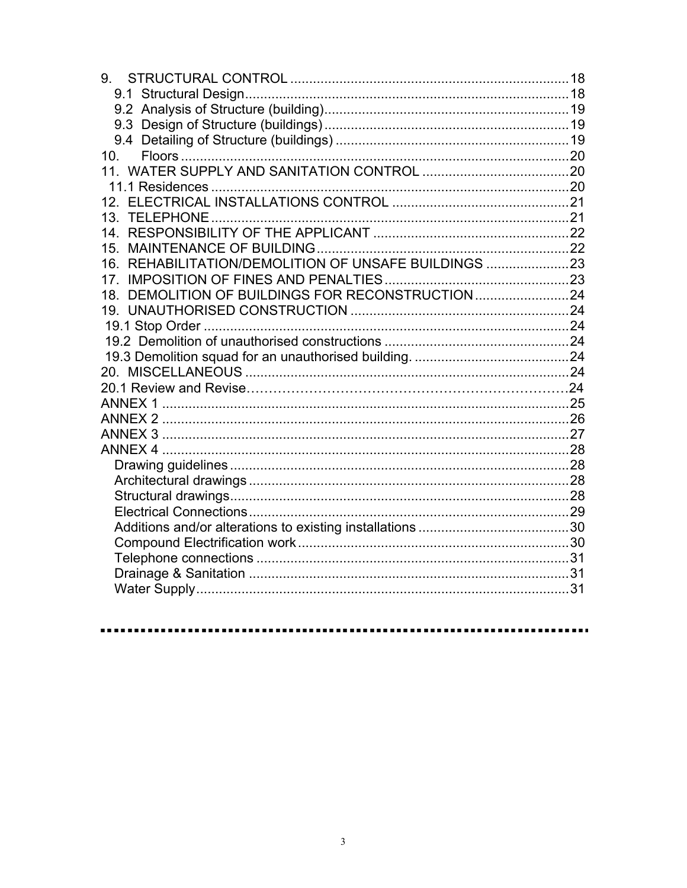9. STRUCTURAL CONTROL ........................................................................ 18
   9.1 Structural Design ........................................................................ 18
   9.2 Analysis of Structure (building) ........................................................ 19
   9.3 Design of Structure (buildings) ........................................................ 19
   9.4 Detailing of Structure (buildings) ..................................................... 19
10. Floors ........................................................................................ 20
11. WATER SUPPLY AND SANITATION CONTROL ..................................... 20
   11.1 Residences ................................................................................ 20
12. ELECTRICAL INSTALLATIONS CONTROL ............................................. 21
13. TELEPHONE ................................................................................ 21
14. RESPONSIBILITY OF THE APPLICANT ................................................ 22
15. MAINTENANCE OF BUILDING ........................................................... 22
16. REHABILITATION/DEMOLITION OF UNSAFE BUILDINGS ....................... 23
17. IMPOSITION OF FINES AND PENALTIES .............................................. 23
18. DEMOLITION OF BUILDINGS FOR RECONSTRUCTION .......................... 24
19. UNAUTHORISED CONSTRUCTION ...................................................... 24
   19.1 Stop Order ................................................................................ 24
   19.2 Demolition of unauthorised constructions ........................................... 24
   19.3 Demolition squad for an unauthorised building. .................................... 24
20. MISCELLANEOUS ........................................................................... 24
20.1 Review and Revise ........................................................................ 24
ANNEX 1 ........................................................................................ 25
ANNEX 2 ........................................................................................ 26
ANNEX 3 ........................................................................................ 27
ANNEX 4 ........................................................................................ 28
   Drawing guidelines ........................................................................... 28
   Architectural drawings ...................................................................... 28
   Structural drawings .......................................................................... 28
   Electrical Connections ....................................................................... 29
   Additions and/or alterations to existing installations ................................. 30
   Compound Electrification work ............................................................ 30
   Telephone connections ..................................................................... 31
   Drainage & Sanitation ...................................................................... 31
   Water Supply .................................................................................. 31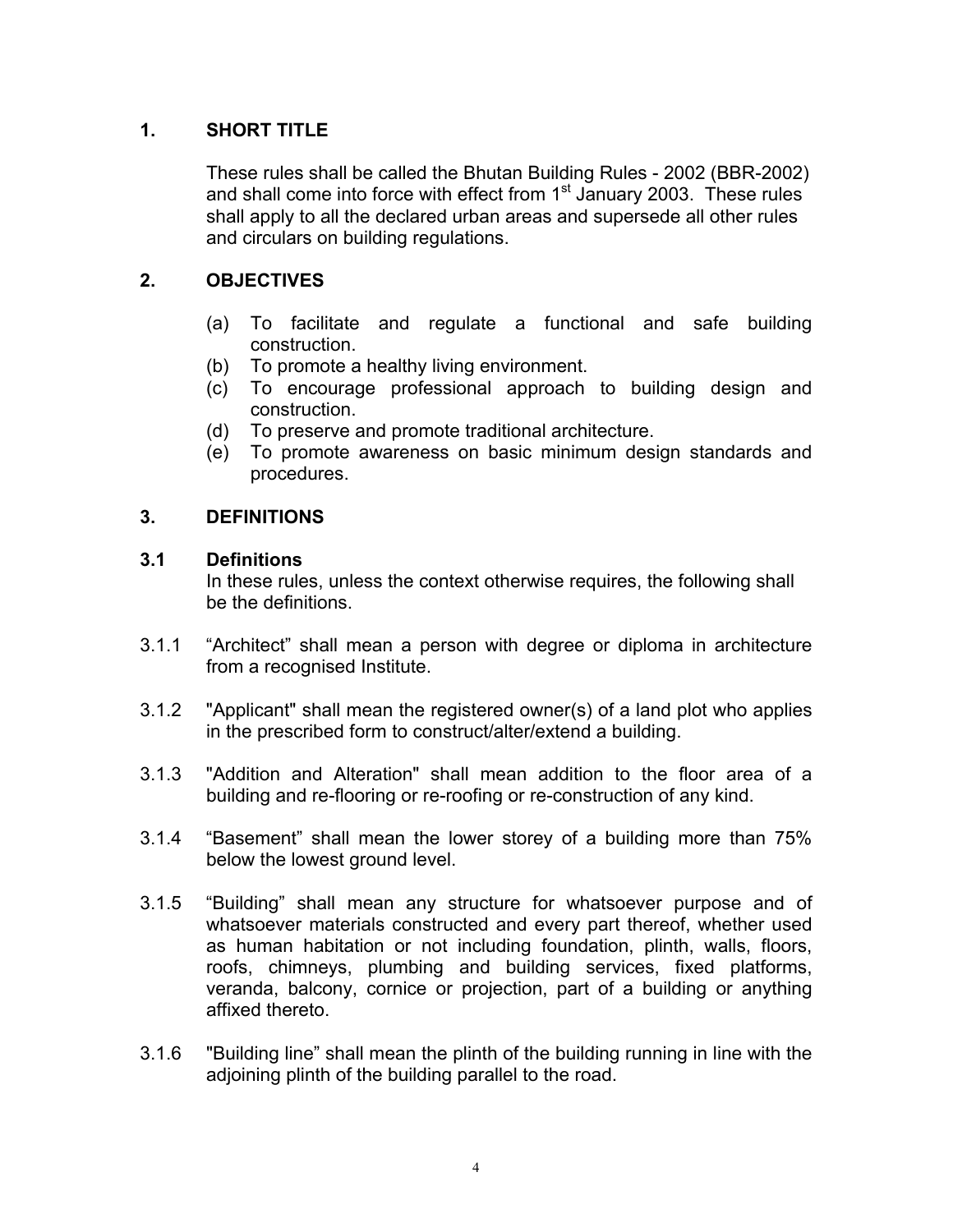## 1. SHORT TITLE

These rules shall be called the Bhutan Building Rules - 2002 (BBR-2002) and shall come into force with effect from 1st January 2003. These rules shall apply to all the declared urban areas and supersede all other rules and circulars on building regulations.

## 2. OBJECTIVES

(a) To facilitate and regulate a functional and safe building construction.
(b) To promote a healthy living environment.
(c) To encourage professional approach to building design and construction.
(d) To preserve and promote traditional architecture.
(e) To promote awareness on basic minimum design standards and procedures.

## 3. DEFINITIONS

### 3.1 Definitions

In these rules, unless the context otherwise requires, the following shall be the definitions.

3.1.1 "Architect" shall mean a person with degree or diploma in architecture from a recognised Institute.

3.1.2 "Applicant" shall mean the registered owner(s) of a land plot who applies in the prescribed form to construct/alter/extend a building.

3.1.3 "Addition and Alteration" shall mean addition to the floor area of a building and re-flooring or re-roofing or re-construction of any kind.

3.1.4 "Basement" shall mean the lower storey of a building more than 75% below the lowest ground level.

3.1.5 "Building" shall mean any structure for whatsoever purpose and of whatsoever materials constructed and every part thereof, whether used as human habitation or not including foundation, plinth, walls, floors, roofs, chimneys, plumbing and building services, fixed platforms, veranda, balcony, cornice or projection, part of a building or anything affixed thereto.

3.1.6 "Building line" shall mean the plinth of the building running in line with the adjoining plinth of the building parallel to the road.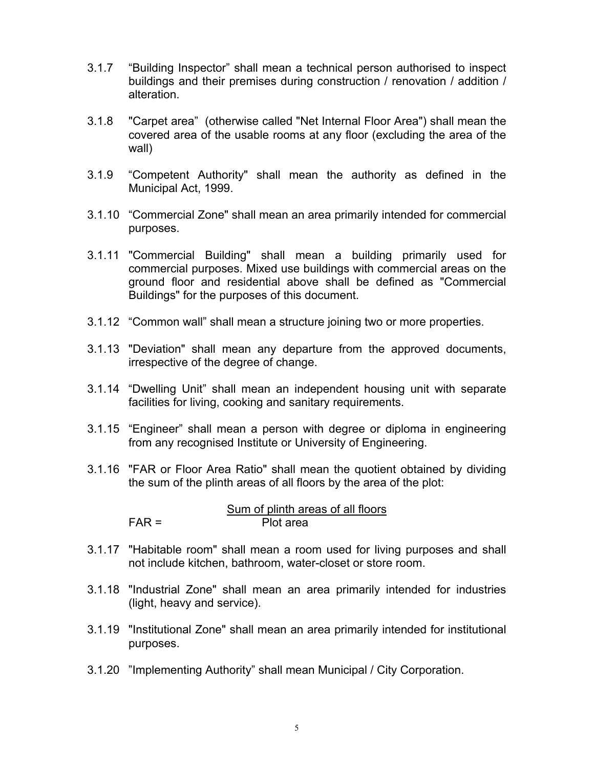3.1.7 "Building Inspector" shall mean a technical person authorised to inspect buildings and their premises during construction / renovation / addition / alteration.

3.1.8 "Carpet area" (otherwise called "Net Internal Floor Area") shall mean the covered area of the usable rooms at any floor (excluding the area of the wall)

3.1.9 "Competent Authority" shall mean the authority as defined in the Municipal Act, 1999.

3.1.10 "Commercial Zone" shall mean an area primarily intended for commercial purposes.

3.1.11 "Commercial Building" shall mean a building primarily used for commercial purposes. Mixed use buildings with commercial areas on the ground floor and residential above shall be defined as "Commercial Buildings" for the purposes of this document.

3.1.12 "Common wall" shall mean a structure joining two or more properties.

3.1.13 "Deviation" shall mean any departure from the approved documents, irrespective of the degree of change.

3.1.14 "Dwelling Unit" shall mean an independent housing unit with separate facilities for living, cooking and sanitary requirements.

3.1.15 "Engineer" shall mean a person with degree or diploma in engineering from any recognised Institute or University of Engineering.

3.1.16 "FAR or Floor Area Ratio" shall mean the quotient obtained by dividing the sum of the plinth areas of all floors by the area of the plot:

$$FAR = \frac{\text{Sum of plinth areas of all floors}}{\text{Plot area}}$$

3.1.17 "Habitable room" shall mean a room used for living purposes and shall not include kitchen, bathroom, water-closet or store room.

3.1.18 "Industrial Zone" shall mean an area primarily intended for industries (light, heavy and service).

3.1.19 "Institutional Zone" shall mean an area primarily intended for institutional purposes.

3.1.20 "Implementing Authority" shall mean Municipal / City Corporation.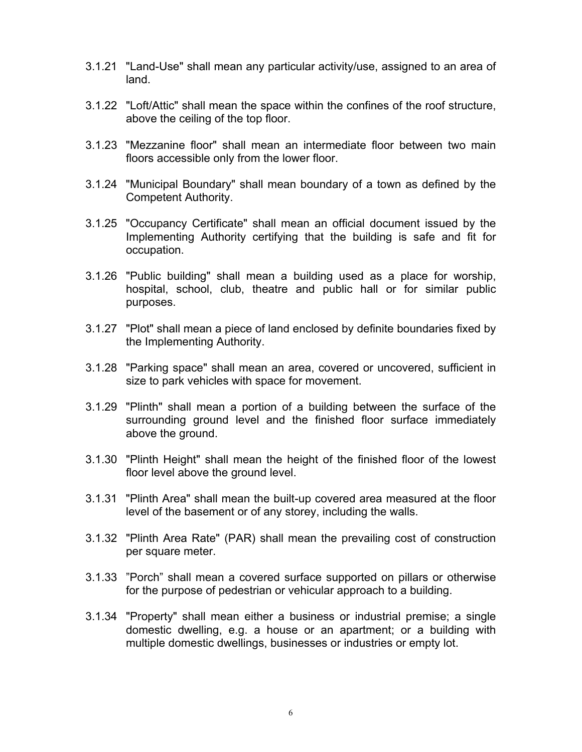3.1.21 "Land-Use" shall mean any particular activity/use, assigned to an area of land.

3.1.22 "Loft/Attic" shall mean the space within the confines of the roof structure, above the ceiling of the top floor.

3.1.23 "Mezzanine floor" shall mean an intermediate floor between two main floors accessible only from the lower floor.

3.1.24 "Municipal Boundary" shall mean boundary of a town as defined by the Competent Authority.

3.1.25 "Occupancy Certificate" shall mean an official document issued by the Implementing Authority certifying that the building is safe and fit for occupation.

3.1.26 "Public building" shall mean a building used as a place for worship, hospital, school, club, theatre and public hall or for similar public purposes.

3.1.27 "Plot" shall mean a piece of land enclosed by definite boundaries fixed by the Implementing Authority.

3.1.28 "Parking space" shall mean an area, covered or uncovered, sufficient in size to park vehicles with space for movement.

3.1.29 "Plinth" shall mean a portion of a building between the surface of the surrounding ground level and the finished floor surface immediately above the ground.

3.1.30 "Plinth Height" shall mean the height of the finished floor of the lowest floor level above the ground level.

3.1.31 "Plinth Area" shall mean the built-up covered area measured at the floor level of the basement or of any storey, including the walls.

3.1.32 "Plinth Area Rate" (PAR) shall mean the prevailing cost of construction per square meter.

3.1.33 "Porch" shall mean a covered surface supported on pillars or otherwise for the purpose of pedestrian or vehicular approach to a building.

3.1.34 "Property" shall mean either a business or industrial premise; a single domestic dwelling, e.g. a house or an apartment; or a building with multiple domestic dwellings, businesses or industries or empty lot.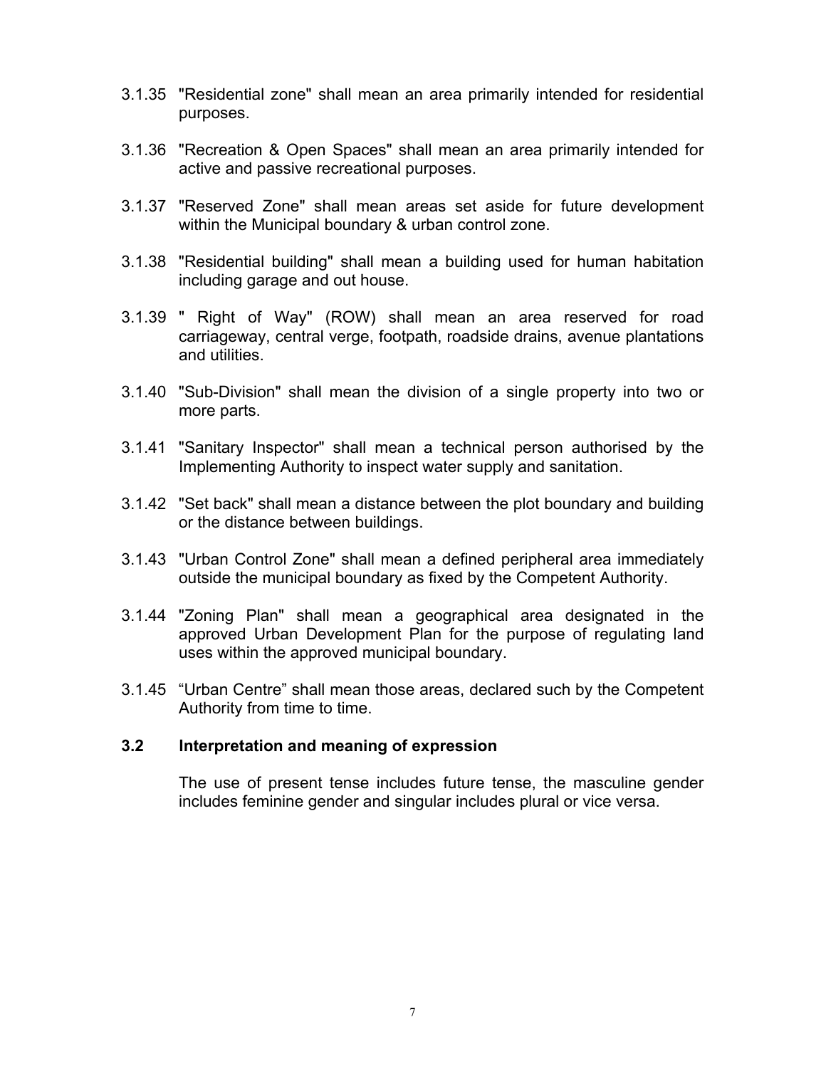3.1.35 "Residential zone" shall mean an area primarily intended for residential purposes.

3.1.36 "Recreation & Open Spaces" shall mean an area primarily intended for active and passive recreational purposes.

3.1.37 "Reserved Zone" shall mean areas set aside for future development within the Municipal boundary & urban control zone.

3.1.38 "Residential building" shall mean a building used for human habitation including garage and out house.

3.1.39 " Right of Way" (ROW) shall mean an area reserved for road carriageway, central verge, footpath, roadside drains, avenue plantations and utilities.

3.1.40 "Sub-Division" shall mean the division of a single property into two or more parts.

3.1.41 "Sanitary Inspector" shall mean a technical person authorised by the Implementing Authority to inspect water supply and sanitation.

3.1.42 "Set back" shall mean a distance between the plot boundary and building or the distance between buildings.

3.1.43 "Urban Control Zone" shall mean a defined peripheral area immediately outside the municipal boundary as fixed by the Competent Authority.

3.1.44 "Zoning Plan" shall mean a geographical area designated in the approved Urban Development Plan for the purpose of regulating land uses within the approved municipal boundary.

3.1.45 “Urban Centre” shall mean those areas, declared such by the Competent Authority from time to time.

### 3.2 Interpretation and meaning of expression

The use of present tense includes future tense, the masculine gender includes feminine gender and singular includes plural or vice versa.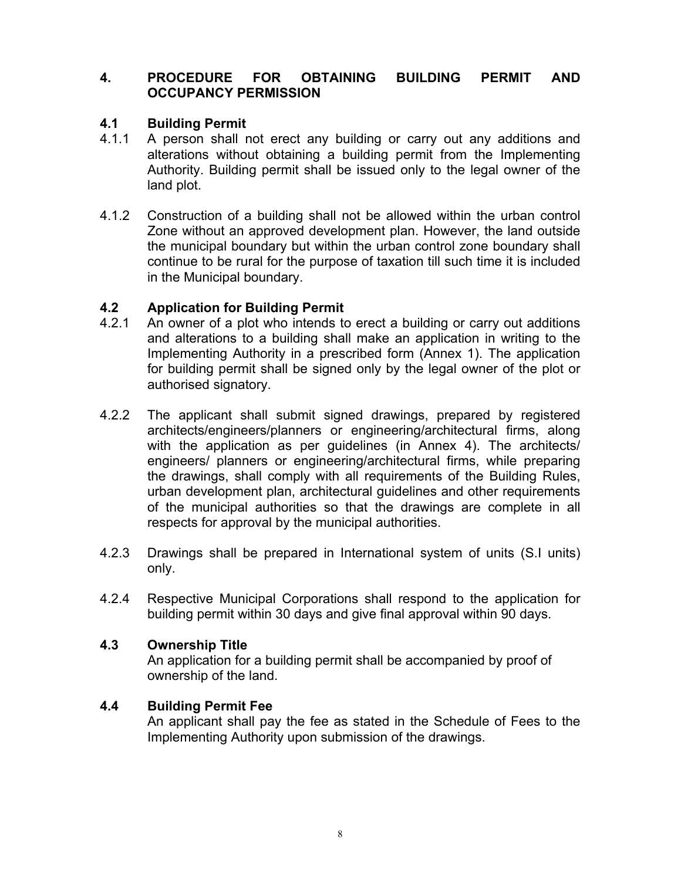## 4. PROCEDURE FOR OBTAINING BUILDING PERMIT AND OCCUPANCY PERMISSION

### 4.1 Building Permit

4.1.1 A person shall not erect any building or carry out any additions and alterations without obtaining a building permit from the Implementing Authority. Building permit shall be issued only to the legal owner of the land plot.

4.1.2 Construction of a building shall not be allowed within the urban control Zone without an approved development plan. However, the land outside the municipal boundary but within the urban control zone boundary shall continue to be rural for the purpose of taxation till such time it is included in the Municipal boundary.

### 4.2 Application for Building Permit

4.2.1 An owner of a plot who intends to erect a building or carry out additions and alterations to a building shall make an application in writing to the Implementing Authority in a prescribed form (Annex 1). The application for building permit shall be signed only by the legal owner of the plot or authorised signatory.

4.2.2 The applicant shall submit signed drawings, prepared by registered architects/engineers/planners or engineering/architectural firms, along with the application as per guidelines (in Annex 4). The architects/ engineers/ planners or engineering/architectural firms, while preparing the drawings, shall comply with all requirements of the Building Rules, urban development plan, architectural guidelines and other requirements of the municipal authorities so that the drawings are complete in all respects for approval by the municipal authorities.

4.2.3 Drawings shall be prepared in International system of units (S.I units) only.

4.2.4 Respective Municipal Corporations shall respond to the application for building permit within 30 days and give final approval within 90 days.

### 4.3 Ownership Title

An application for a building permit shall be accompanied by proof of ownership of the land.

### 4.4 Building Permit Fee

An applicant shall pay the fee as stated in the Schedule of Fees to the Implementing Authority upon submission of the drawings.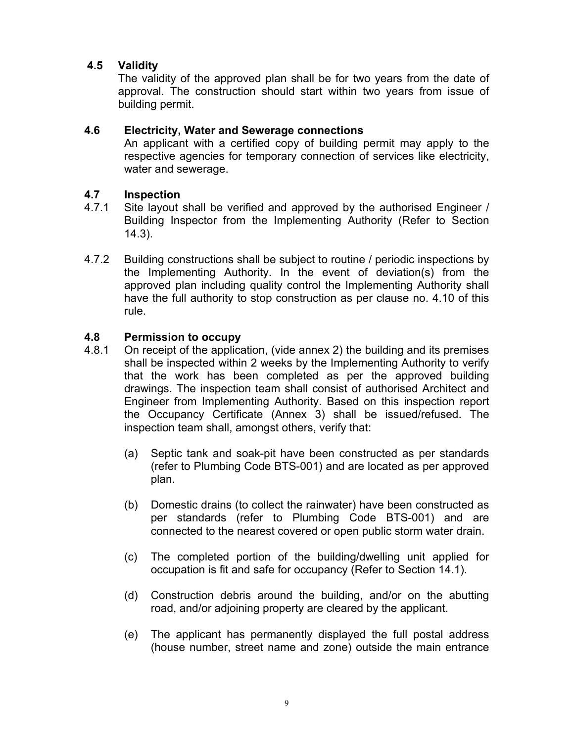### 4.5 Validity

The validity of the approved plan shall be for two years from the date of approval. The construction should start within two years from issue of building permit.

### 4.6 Electricity, Water and Sewerage connections

An applicant with a certified copy of building permit may apply to the respective agencies for temporary connection of services like electricity, water and sewerage.

### 4.7 Inspection

4.7.1 Site layout shall be verified and approved by the authorised Engineer / Building Inspector from the Implementing Authority (Refer to Section 14.3).

4.7.2 Building constructions shall be subject to routine / periodic inspections by the Implementing Authority. In the event of deviation(s) from the approved plan including quality control the Implementing Authority shall have the full authority to stop construction as per clause no. 4.10 of this rule.

### 4.8 Permission to occupy

4.8.1 On receipt of the application, (vide annex 2) the building and its premises shall be inspected within 2 weeks by the Implementing Authority to verify that the work has been completed as per the approved building drawings. The inspection team shall consist of authorised Architect and Engineer from Implementing Authority. Based on this inspection report the Occupancy Certificate (Annex 3) shall be issued/refused. The inspection team shall, amongst others, verify that:

(a) Septic tank and soak-pit have been constructed as per standards (refer to Plumbing Code BTS-001) and are located as per approved plan.

(b) Domestic drains (to collect the rainwater) have been constructed as per standards (refer to Plumbing Code BTS-001) and are connected to the nearest covered or open public storm water drain.

(c) The completed portion of the building/dwelling unit applied for occupation is fit and safe for occupancy (Refer to Section 14.1).

(d) Construction debris around the building, and/or on the abutting road, and/or adjoining property are cleared by the applicant.

(e) The applicant has permanently displayed the full postal address (house number, street name and zone) outside the main entrance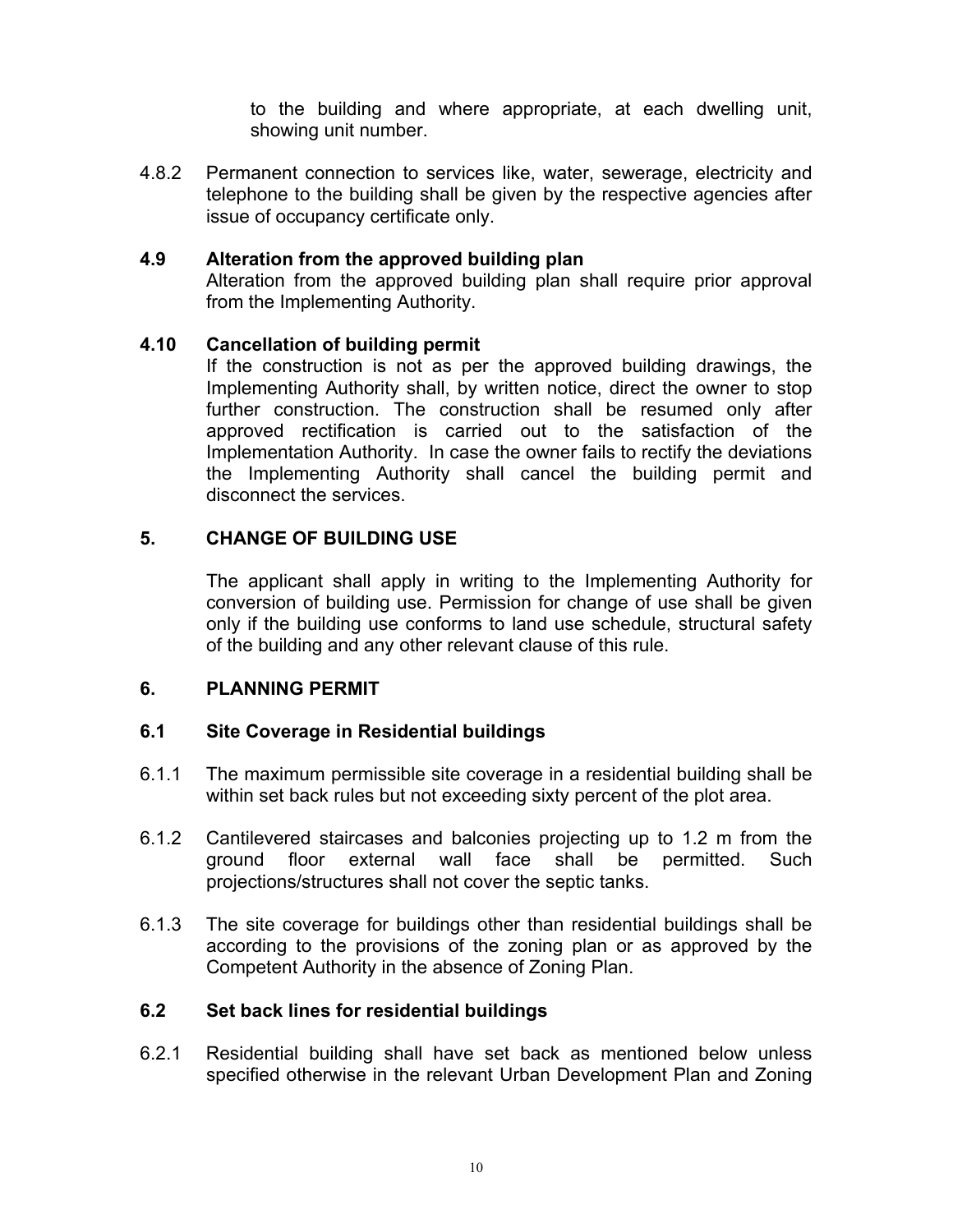to the building and where appropriate, at each dwelling unit, showing unit number.

4.8.2 Permanent connection to services like, water, sewerage, electricity and telephone to the building shall be given by the respective agencies after issue of occupancy certificate only.

### 4.9 Alteration from the approved building plan

Alteration from the approved building plan shall require prior approval from the Implementing Authority.

### 4.10 Cancellation of building permit

If the construction is not as per the approved building drawings, the Implementing Authority shall, by written notice, direct the owner to stop further construction. The construction shall be resumed only after approved rectification is carried out to the satisfaction of the Implementation Authority. In case the owner fails to rectify the deviations the Implementing Authority shall cancel the building permit and disconnect the services.

## 5. CHANGE OF BUILDING USE

The applicant shall apply in writing to the Implementing Authority for conversion of building use. Permission for change of use shall be given only if the building use conforms to land use schedule, structural safety of the building and any other relevant clause of this rule.

## 6. PLANNING PERMIT

### 6.1 Site Coverage in Residential buildings

6.1.1 The maximum permissible site coverage in a residential building shall be within set back rules but not exceeding sixty percent of the plot area.

6.1.2 Cantilevered staircases and balconies projecting up to 1.2 m from the ground floor external wall face shall be permitted. Such projections/structures shall not cover the septic tanks.

6.1.3 The site coverage for buildings other than residential buildings shall be according to the provisions of the zoning plan or as approved by the Competent Authority in the absence of Zoning Plan.

### 6.2 Set back lines for residential buildings

6.2.1 Residential building shall have set back as mentioned below unless specified otherwise in the relevant Urban Development Plan and Zoning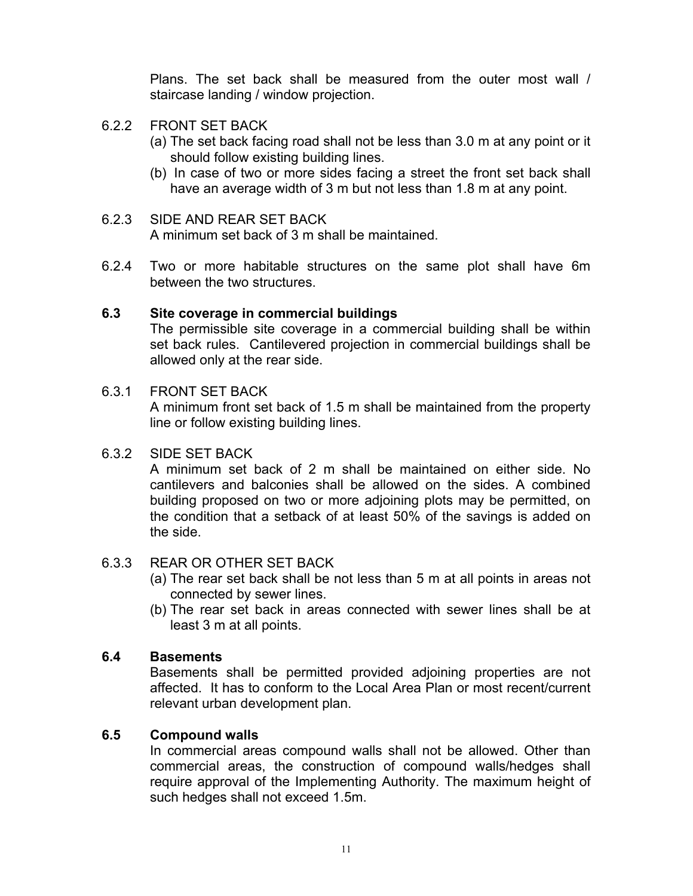Plans. The set back shall be measured from the outer most wall / staircase landing / window projection.

6.2.2 FRONT SET BACK

(a) The set back facing road shall not be less than 3.0 m at any point or it should follow existing building lines.

(b) In case of two or more sides facing a street the front set back shall have an average width of 3 m but not less than 1.8 m at any point.

6.2.3 SIDE AND REAR SET BACK

A minimum set back of 3 m shall be maintained.

6.2.4 Two or more habitable structures on the same plot shall have 6m between the two structures.

### 6.3 Site coverage in commercial buildings

The permissible site coverage in a commercial building shall be within set back rules. Cantilevered projection in commercial buildings shall be allowed only at the rear side.

6.3.1 FRONT SET BACK

A minimum front set back of 1.5 m shall be maintained from the property line or follow existing building lines.

6.3.2 SIDE SET BACK

A minimum set back of 2 m shall be maintained on either side. No cantilevers and balconies shall be allowed on the sides. A combined building proposed on two or more adjoining plots may be permitted, on the condition that a setback of at least 50% of the savings is added on the side.

6.3.3 REAR OR OTHER SET BACK

(a) The rear set back shall be not less than 5 m at all points in areas not connected by sewer lines.

(b) The rear set back in areas connected with sewer lines shall be at least 3 m at all points.

### 6.4 Basements

Basements shall be permitted provided adjoining properties are not affected. It has to conform to the Local Area Plan or most recent/current relevant urban development plan.

### 6.5 Compound walls

In commercial areas compound walls shall not be allowed. Other than commercial areas, the construction of compound walls/hedges shall require approval of the Implementing Authority. The maximum height of such hedges shall not exceed 1.5m.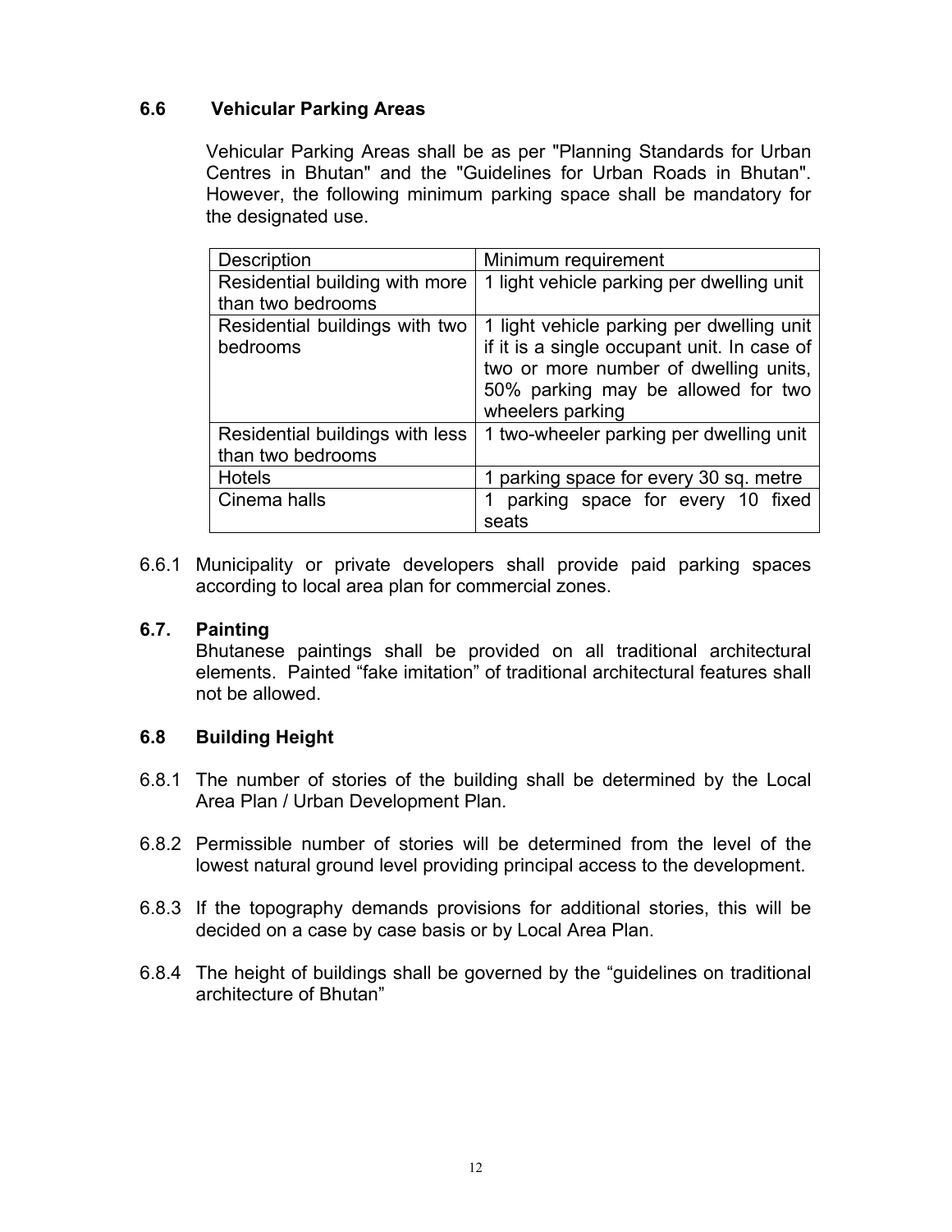### 6.6 Vehicular Parking Areas

Vehicular Parking Areas shall be as per "Planning Standards for Urban Centres in Bhutan" and the "Guidelines for Urban Roads in Bhutan". However, the following minimum parking space shall be mandatory for the designated use.

| Description | Minimum requirement |
| --- | --- |
| Residential building with more than two bedrooms | 1 light vehicle parking per dwelling unit |
| Residential buildings with two bedrooms | 1 light vehicle parking per dwelling unit if it is a single occupant unit. In case of two or more number of dwelling units, 50% parking may be allowed for two wheelers parking |
| Residential buildings with less than two bedrooms | 1 two-wheeler parking per dwelling unit |
| Hotels | 1 parking space for every 30 sq. metre |
| Cinema halls | 1 parking space for every 10 fixed seats |

6.6.1 Municipality or private developers shall provide paid parking spaces according to local area plan for commercial zones.

### 6.7. Painting

Bhutanese paintings shall be provided on all traditional architectural elements. Painted “fake imitation” of traditional architectural features shall not be allowed.

### 6.8 Building Height

6.8.1 The number of stories of the building shall be determined by the Local Area Plan / Urban Development Plan.

6.8.2 Permissible number of stories will be determined from the level of the lowest natural ground level providing principal access to the development.

6.8.3 If the topography demands provisions for additional stories, this will be decided on a case by case basis or by Local Area Plan.

6.8.4 The height of buildings shall be governed by the “guidelines on traditional architecture of Bhutan”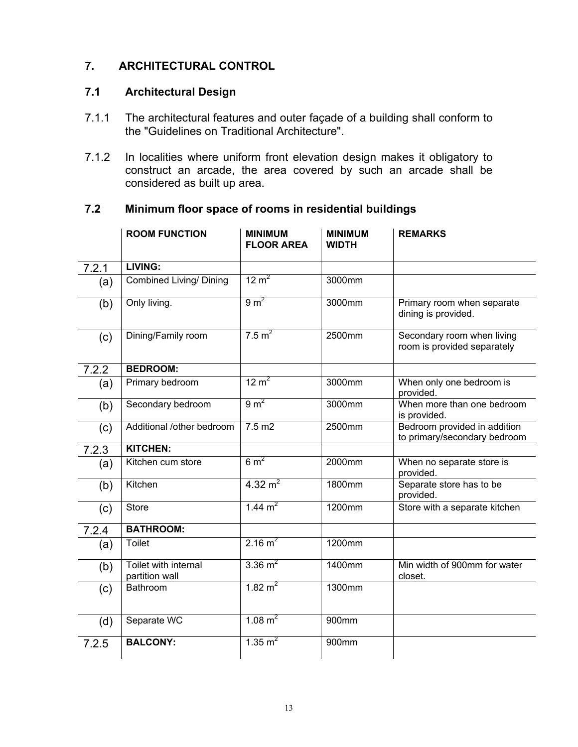## 7. ARCHITECTURAL CONTROL

### 7.1 Architectural Design

7.1.1 The architectural features and outer façade of a building shall conform to the "Guidelines on Traditional Architecture".

7.1.2 In localities where uniform front elevation design makes it obligatory to construct an arcade, the area covered by such an arcade shall be considered as built up area.

### 7.2 Minimum floor space of rooms in residential buildings

| | ROOM FUNCTION | MINIMUM FLOOR AREA | MINIMUM WIDTH | REMARKS |
|---|---|---|---|---|
| 7.2.1 | **LIVING:** | | | |
| (a) | Combined Living/ Dining | 12 $m^2$ | 3000mm | |
| (b) | Only living. | 9 $m^2$ | 3000mm | Primary room when separate dining is provided. |
| (c) | Dining/Family room | 7.5 $m^2$ | 2500mm | Secondary room when living room is provided separately |
| 7.2.2 | **BEDROOM:** | | | |
| (a) | Primary bedroom | 12 $m^2$ | 3000mm | When only one bedroom is provided. |
| (b) | Secondary bedroom | 9 $m^2$ | 3000mm | When more than one bedroom is provided. |
| (c) | Additional /other bedroom | 7.5 m2 | 2500mm | Bedroom provided in addition to primary/secondary bedroom |
| 7.2.3 | **KITCHEN:** | | | |
| (a) | Kitchen cum store | 6 $m^2$ | 2000mm | When no separate store is provided. |
| (b) | Kitchen | 4.32 $m^2$ | 1800mm | Separate store has to be provided. |
| (c) | Store | 1.44 $m^2$ | 1200mm | Store with a separate kitchen |
| 7.2.4 | **BATHROOM:** | | | |
| (a) | Toilet | 2.16 $m^2$ | 1200mm | |
| (b) | Toilet with internal partition wall | 3.36 $m^2$ | 1400mm | Min width of 900mm for water closet. |
| (c) | Bathroom | 1.82 $m^2$ | 1300mm | |
| (d) | Separate WC | 1.08 $m^2$ | 900mm | |
| 7.2.5 | **BALCONY:** | 1.35 $m^2$ | 900mm | |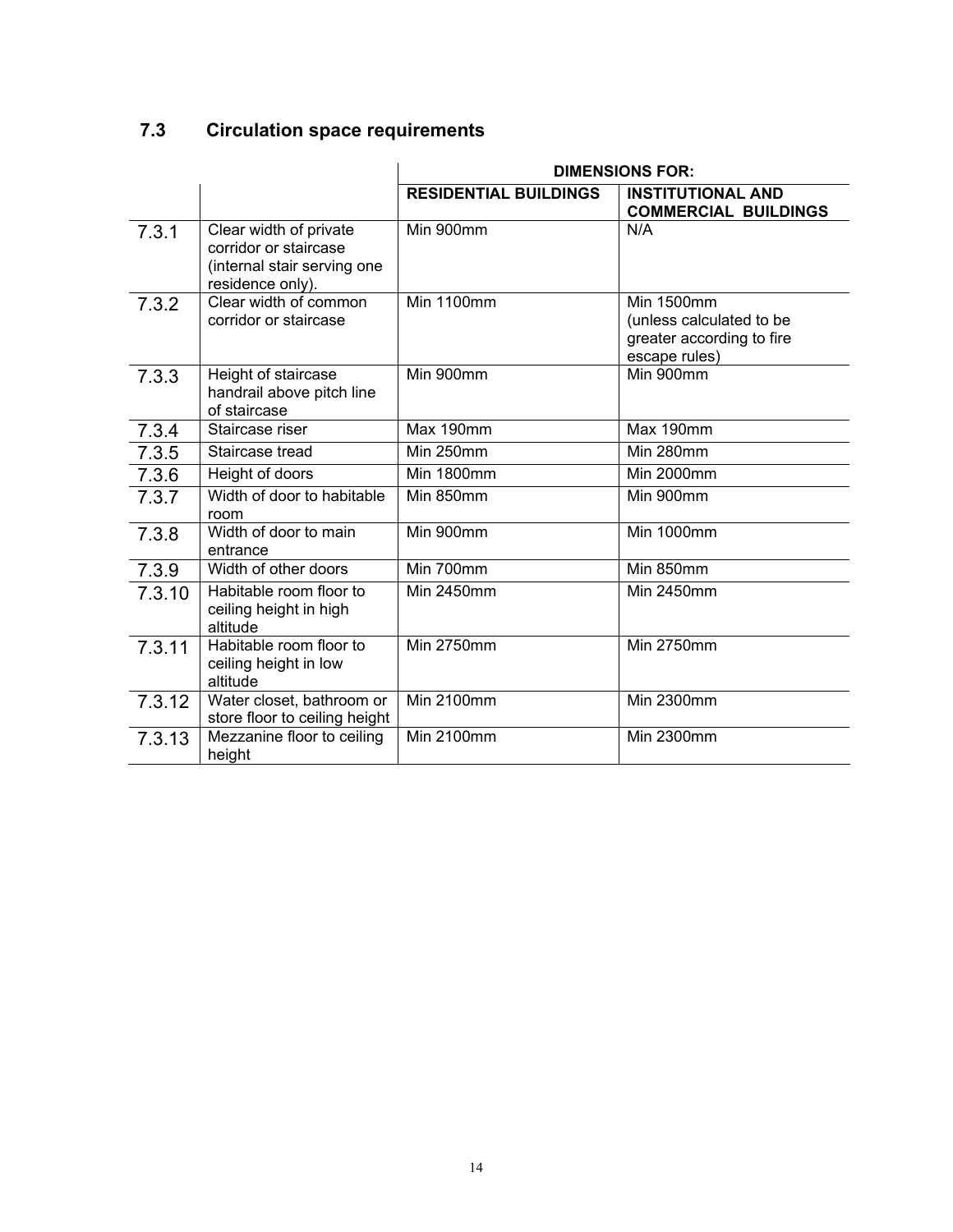## 7.3 Circulation space requirements

| | | DIMENSIONS FOR: | |
|---|---|---|---|
| | | **RESIDENTIAL BUILDINGS** | **INSTITUTIONAL AND COMMERCIAL BUILDINGS** |
| 7.3.1 | Clear width of private corridor or staircase (internal stair serving one residence only). | Min 900mm | N/A |
| 7.3.2 | Clear width of common corridor or staircase | Min 1100mm | Min 1500mm (unless calculated to be greater according to fire escape rules) |
| 7.3.3 | Height of staircase handrail above pitch line of staircase | Min 900mm | Min 900mm |
| 7.3.4 | Staircase riser | Max 190mm | Max 190mm |
| 7.3.5 | Staircase tread | Min 250mm | Min 280mm |
| 7.3.6 | Height of doors | Min 1800mm | Min 2000mm |
| 7.3.7 | Width of door to habitable room | Min 850mm | Min 900mm |
| 7.3.8 | Width of door to main entrance | Min 900mm | Min 1000mm |
| 7.3.9 | Width of other doors | Min 700mm | Min 850mm |
| 7.3.10 | Habitable room floor to ceiling height in high altitude | Min 2450mm | Min 2450mm |
| 7.3.11 | Habitable room floor to ceiling height in low altitude | Min 2750mm | Min 2750mm |
| 7.3.12 | Water closet, bathroom or store floor to ceiling height | Min 2100mm | Min 2300mm |
| 7.3.13 | Mezzanine floor to ceiling height | Min 2100mm | Min 2300mm |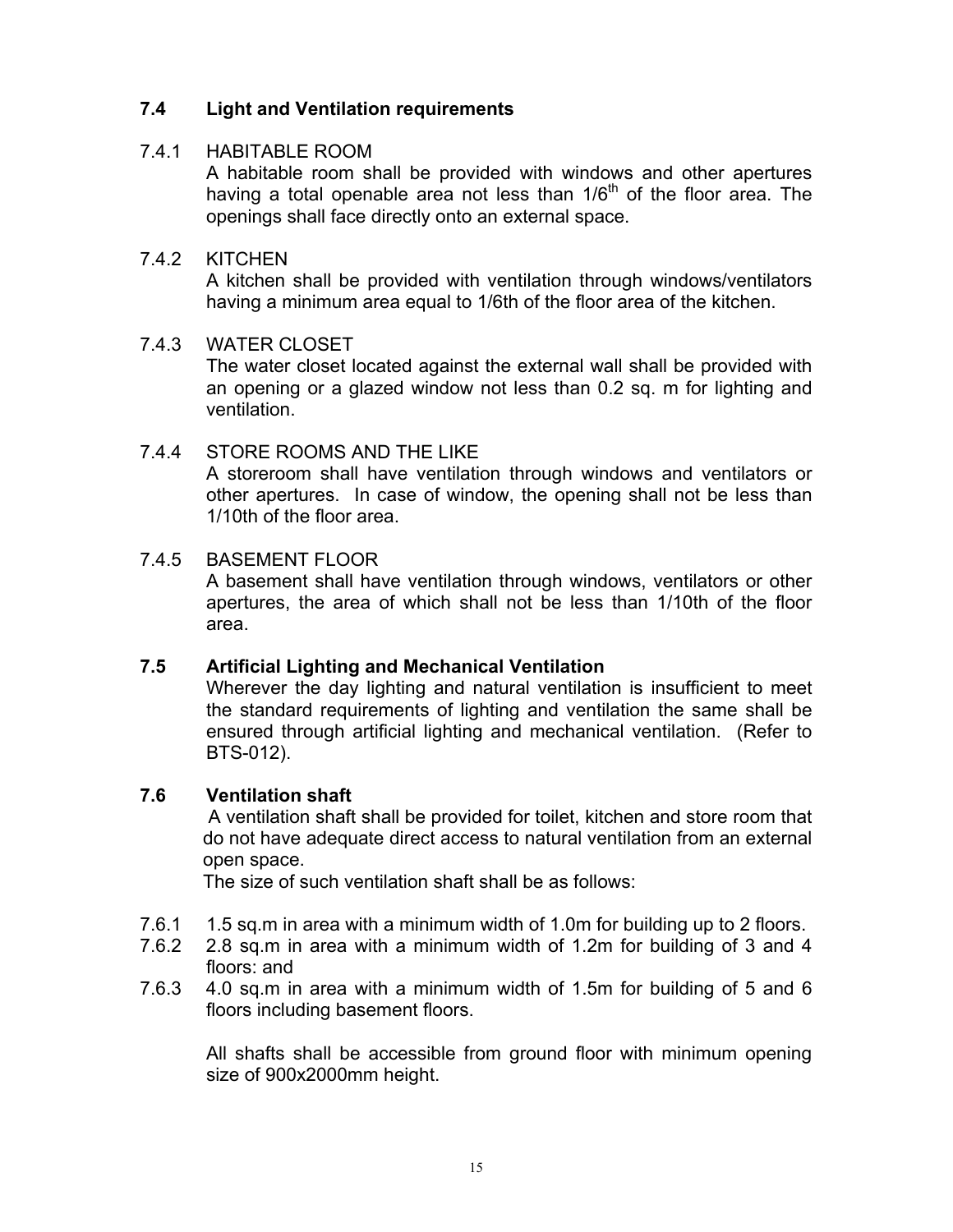## 7.4 Light and Ventilation requirements

### 7.4.1 HABITABLE ROOM

A habitable room shall be provided with windows and other apertures having a total openable area not less than 1/6th of the floor area. The openings shall face directly onto an external space.

### 7.4.2 KITCHEN

A kitchen shall be provided with ventilation through windows/ventilators having a minimum area equal to 1/6th of the floor area of the kitchen.

### 7.4.3 WATER CLOSET

The water closet located against the external wall shall be provided with an opening or a glazed window not less than 0.2 sq. m for lighting and ventilation.

### 7.4.4 STORE ROOMS AND THE LIKE

A storeroom shall have ventilation through windows and ventilators or other apertures. In case of window, the opening shall not be less than 1/10th of the floor area.

### 7.4.5 BASEMENT FLOOR

A basement shall have ventilation through windows, ventilators or other apertures, the area of which shall not be less than 1/10th of the floor area.

## 7.5 Artificial Lighting and Mechanical Ventilation

Wherever the day lighting and natural ventilation is insufficient to meet the standard requirements of lighting and ventilation the same shall be ensured through artificial lighting and mechanical ventilation. (Refer to BTS-012).

## 7.6 Ventilation shaft

A ventilation shaft shall be provided for toilet, kitchen and store room that do not have adequate direct access to natural ventilation from an external open space.

The size of such ventilation shaft shall be as follows:

7.6.1 1.5 sq.m in area with a minimum width of 1.0m for building up to 2 floors.

7.6.2 2.8 sq.m in area with a minimum width of 1.2m for building of 3 and 4 floors: and

7.6.3 4.0 sq.m in area with a minimum width of 1.5m for building of 5 and 6 floors including basement floors.

All shafts shall be accessible from ground floor with minimum opening size of 900x2000mm height.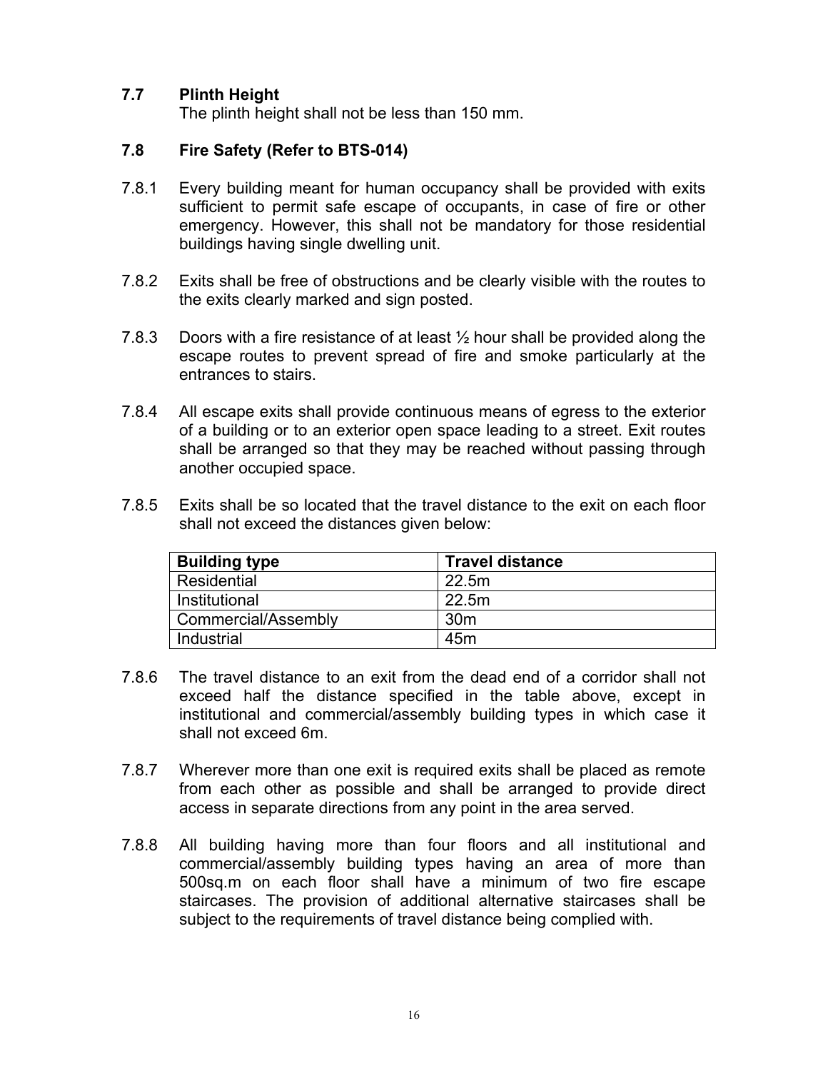### 7.7 Plinth Height

The plinth height shall not be less than 150 mm.

### 7.8 Fire Safety (Refer to BTS-014)

7.8.1 Every building meant for human occupancy shall be provided with exits sufficient to permit safe escape of occupants, in case of fire or other emergency. However, this shall not be mandatory for those residential buildings having single dwelling unit.

7.8.2 Exits shall be free of obstructions and be clearly visible with the routes to the exits clearly marked and sign posted.

7.8.3 Doors with a fire resistance of at least ½ hour shall be provided along the escape routes to prevent spread of fire and smoke particularly at the entrances to stairs.

7.8.4 All escape exits shall provide continuous means of egress to the exterior of a building or to an exterior open space leading to a street. Exit routes shall be arranged so that they may be reached without passing through another occupied space.

7.8.5 Exits shall be so located that the travel distance to the exit on each floor shall not exceed the distances given below:

| Building type | Travel distance |
|---|---|
| Residential | 22.5m |
| Institutional | 22.5m |
| Commercial/Assembly | 30m |
| Industrial | 45m |

7.8.6 The travel distance to an exit from the dead end of a corridor shall not exceed half the distance specified in the table above, except in institutional and commercial/assembly building types in which case it shall not exceed 6m.

7.8.7 Wherever more than one exit is required exits shall be placed as remote from each other as possible and shall be arranged to provide direct access in separate directions from any point in the area served.

7.8.8 All building having more than four floors and all institutional and commercial/assembly building types having an area of more than 500sq.m on each floor shall have a minimum of two fire escape staircases. The provision of additional alternative staircases shall be subject to the requirements of travel distance being complied with.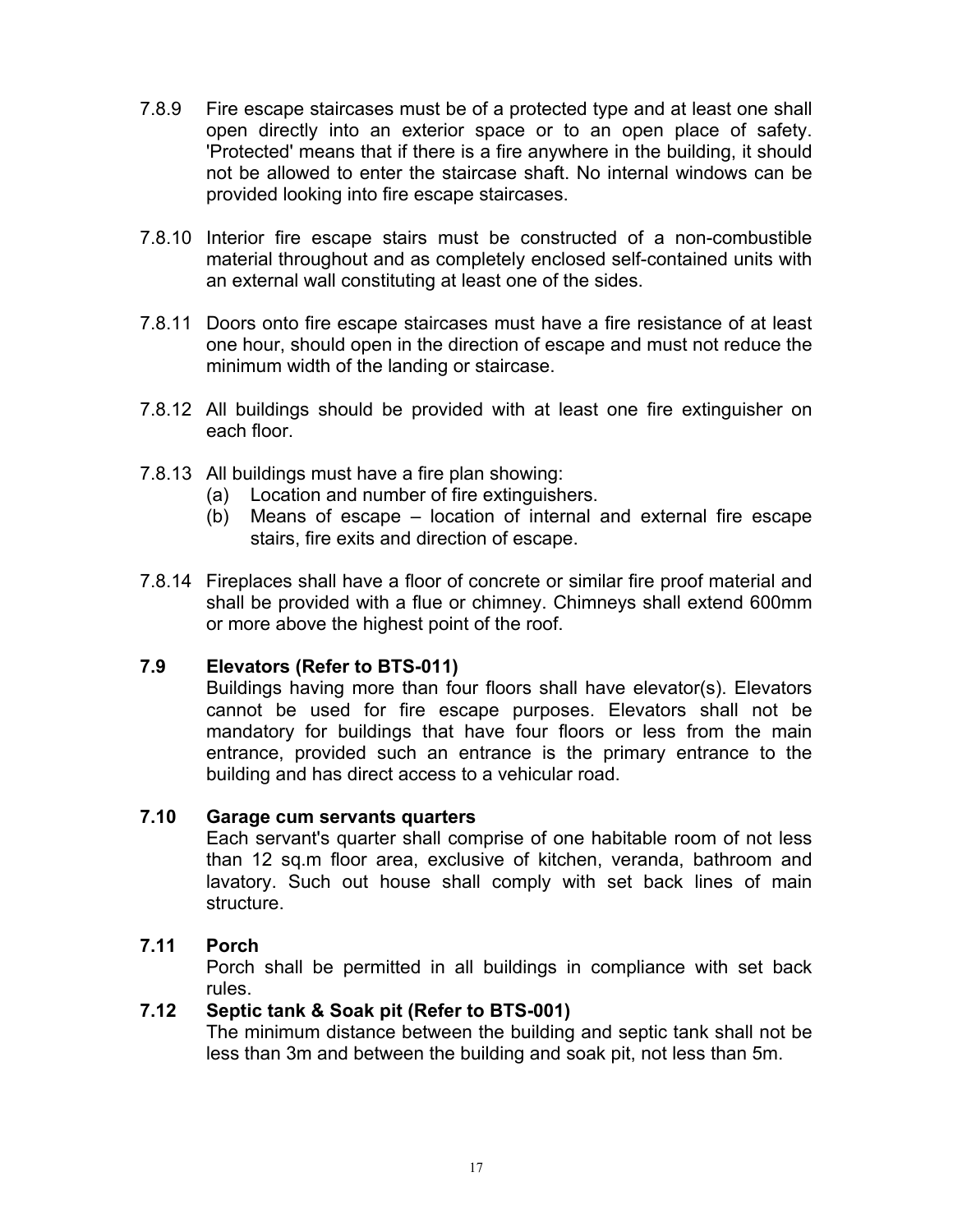7.8.9 Fire escape staircases must be of a protected type and at least one shall open directly into an exterior space or to an open place of safety. 'Protected' means that if there is a fire anywhere in the building, it should not be allowed to enter the staircase shaft. No internal windows can be provided looking into fire escape staircases.

7.8.10 Interior fire escape stairs must be constructed of a non-combustible material throughout and as completely enclosed self-contained units with an external wall constituting at least one of the sides.

7.8.11 Doors onto fire escape staircases must have a fire resistance of at least one hour, should open in the direction of escape and must not reduce the minimum width of the landing or staircase.

7.8.12 All buildings should be provided with at least one fire extinguisher on each floor.

7.8.13 All buildings must have a fire plan showing:

(a) Location and number of fire extinguishers.

(b) Means of escape – location of internal and external fire escape stairs, fire exits and direction of escape.

7.8.14 Fireplaces shall have a floor of concrete or similar fire proof material and shall be provided with a flue or chimney. Chimneys shall extend 600mm or more above the highest point of the roof.

### 7.9 Elevators (Refer to BTS-011)

Buildings having more than four floors shall have elevator(s). Elevators cannot be used for fire escape purposes. Elevators shall not be mandatory for buildings that have four floors or less from the main entrance, provided such an entrance is the primary entrance to the building and has direct access to a vehicular road.

### 7.10 Garage cum servants quarters

Each servant's quarter shall comprise of one habitable room of not less than 12 sq.m floor area, exclusive of kitchen, veranda, bathroom and lavatory. Such out house shall comply with set back lines of main structure.

### 7.11 Porch

Porch shall be permitted in all buildings in compliance with set back rules.

### 7.12 Septic tank & Soak pit (Refer to BTS-001)

The minimum distance between the building and septic tank shall not be less than 3m and between the building and soak pit, not less than 5m.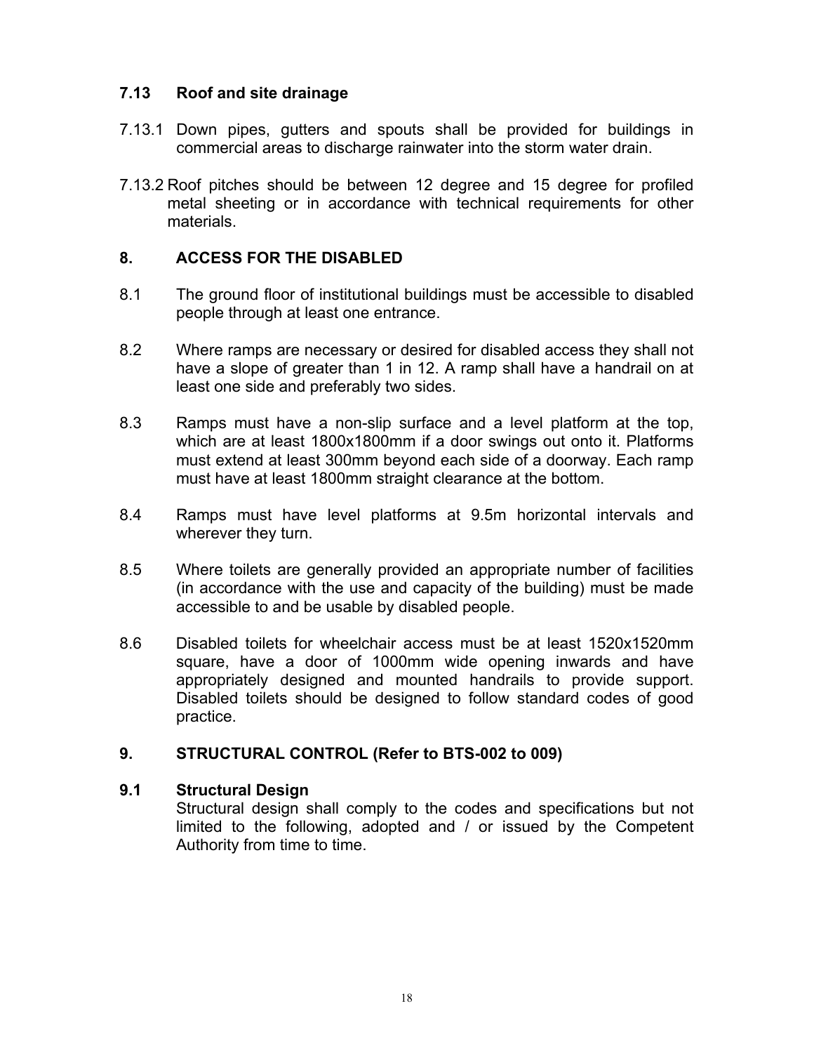### 7.13 Roof and site drainage

7.13.1 Down pipes, gutters and spouts shall be provided for buildings in commercial areas to discharge rainwater into the storm water drain.

7.13.2 Roof pitches should be between 12 degree and 15 degree for profiled metal sheeting or in accordance with technical requirements for other materials.

## 8. ACCESS FOR THE DISABLED

8.1 The ground floor of institutional buildings must be accessible to disabled people through at least one entrance.

8.2 Where ramps are necessary or desired for disabled access they shall not have a slope of greater than 1 in 12. A ramp shall have a handrail on at least one side and preferably two sides.

8.3 Ramps must have a non-slip surface and a level platform at the top, which are at least 1800x1800mm if a door swings out onto it. Platforms must extend at least 300mm beyond each side of a doorway. Each ramp must have at least 1800mm straight clearance at the bottom.

8.4 Ramps must have level platforms at 9.5m horizontal intervals and wherever they turn.

8.5 Where toilets are generally provided an appropriate number of facilities (in accordance with the use and capacity of the building) must be made accessible to and be usable by disabled people.

8.6 Disabled toilets for wheelchair access must be at least 1520x1520mm square, have a door of 1000mm wide opening inwards and have appropriately designed and mounted handrails to provide support. Disabled toilets should be designed to follow standard codes of good practice.

## 9. STRUCTURAL CONTROL (Refer to BTS-002 to 009)

### 9.1 Structural Design

Structural design shall comply to the codes and specifications but not limited to the following, adopted and / or issued by the Competent Authority from time to time.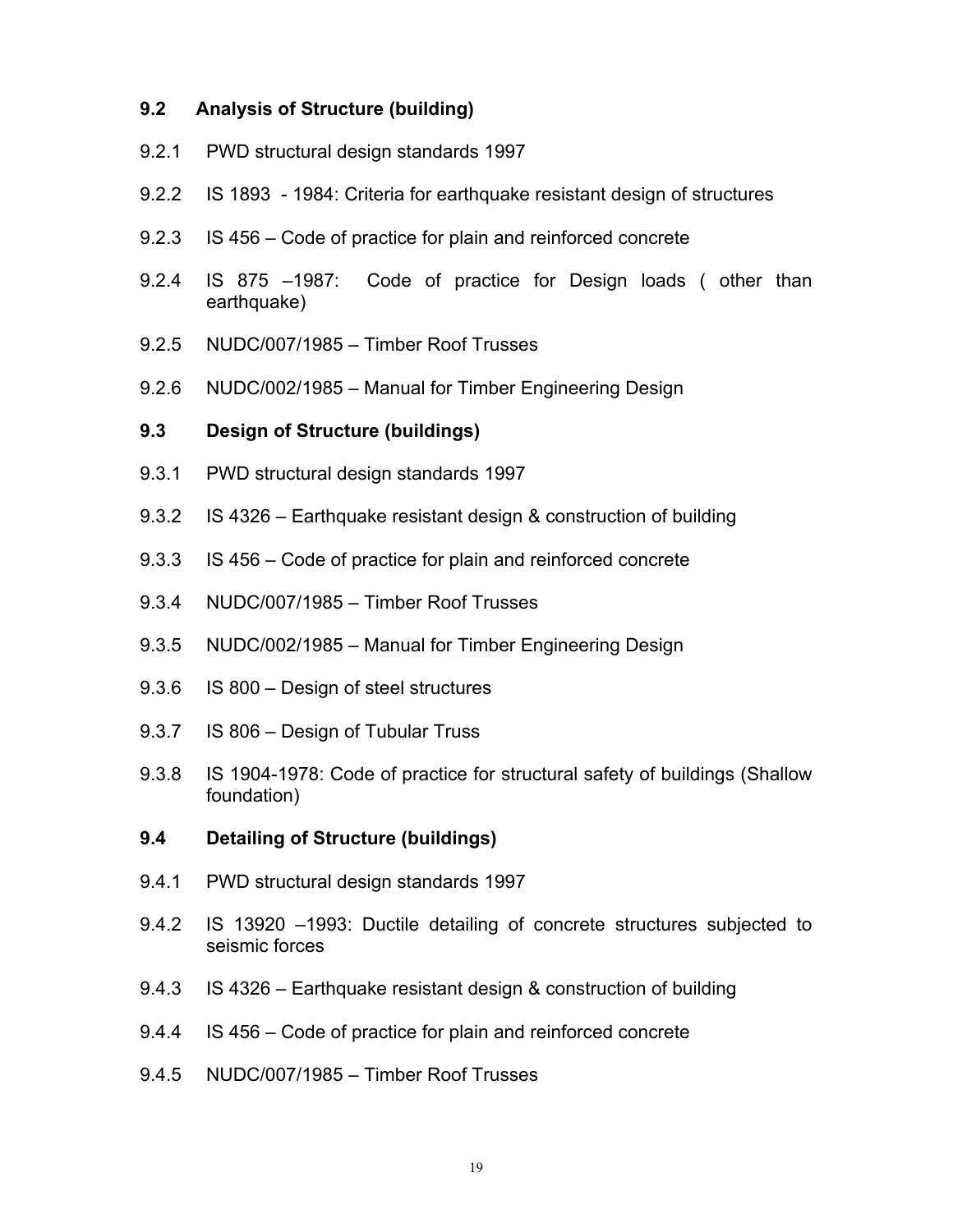### 9.2 Analysis of Structure (building)

9.2.1 PWD structural design standards 1997

9.2.2 IS 1893 - 1984: Criteria for earthquake resistant design of structures

9.2.3 IS 456 – Code of practice for plain and reinforced concrete

9.2.4 IS 875 –1987: Code of practice for Design loads ( other than earthquake)

9.2.5 NUDC/007/1985 – Timber Roof Trusses

9.2.6 NUDC/002/1985 – Manual for Timber Engineering Design

### 9.3 Design of Structure (buildings)

9.3.1 PWD structural design standards 1997

9.3.2 IS 4326 – Earthquake resistant design & construction of building

9.3.3 IS 456 – Code of practice for plain and reinforced concrete

9.3.4 NUDC/007/1985 – Timber Roof Trusses

9.3.5 NUDC/002/1985 – Manual for Timber Engineering Design

9.3.6 IS 800 – Design of steel structures

9.3.7 IS 806 – Design of Tubular Truss

9.3.8 IS 1904-1978: Code of practice for structural safety of buildings (Shallow foundation)

### 9.4 Detailing of Structure (buildings)

9.4.1 PWD structural design standards 1997

9.4.2 IS 13920 –1993: Ductile detailing of concrete structures subjected to seismic forces

9.4.3 IS 4326 – Earthquake resistant design & construction of building

9.4.4 IS 456 – Code of practice for plain and reinforced concrete

9.4.5 NUDC/007/1985 – Timber Roof Trusses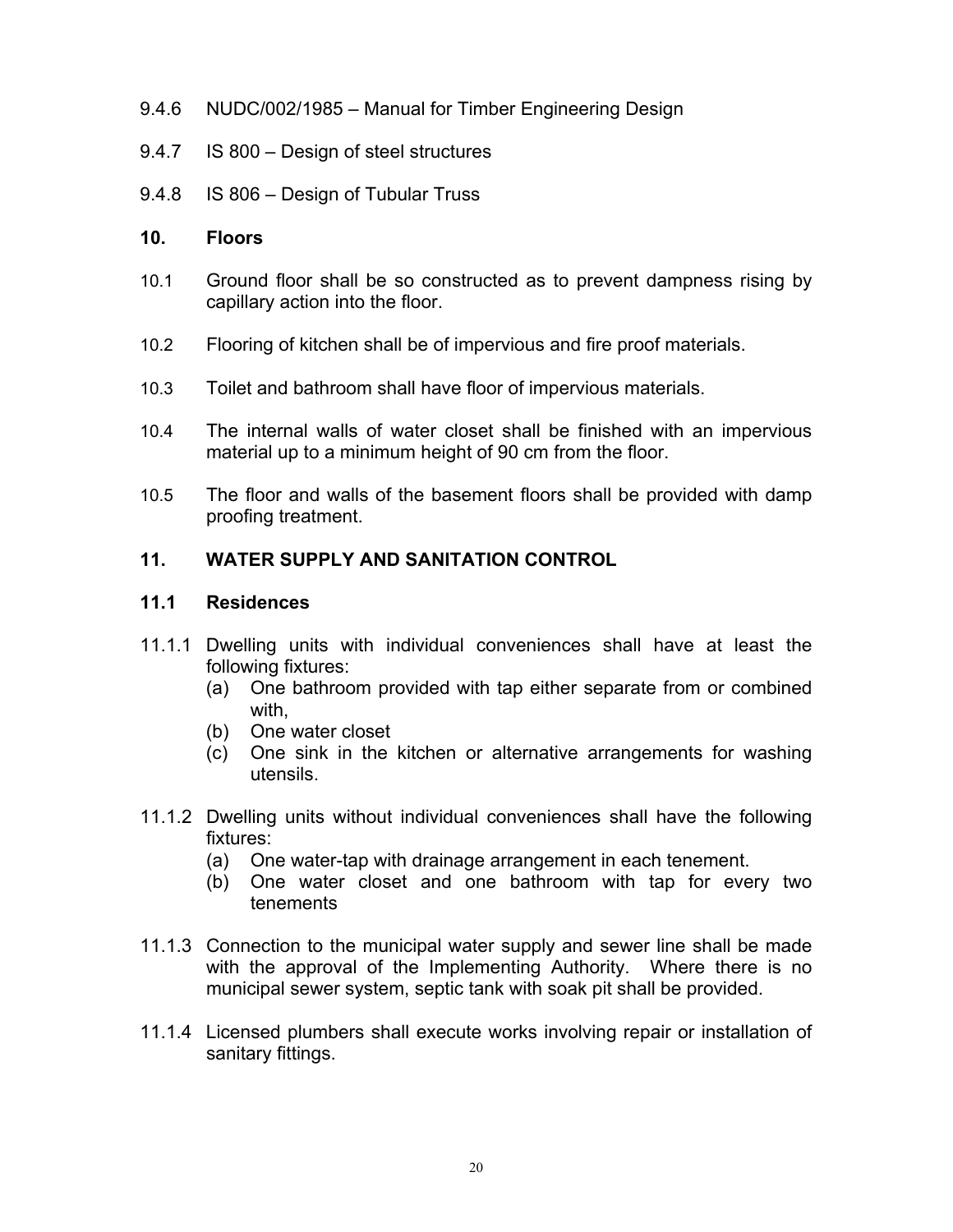9.4.6 NUDC/002/1985 – Manual for Timber Engineering Design

9.4.7 IS 800 – Design of steel structures

9.4.8 IS 806 – Design of Tubular Truss

## 10. Floors

10.1 Ground floor shall be so constructed as to prevent dampness rising by capillary action into the floor.

10.2 Flooring of kitchen shall be of impervious and fire proof materials.

10.3 Toilet and bathroom shall have floor of impervious materials.

10.4 The internal walls of water closet shall be finished with an impervious material up to a minimum height of 90 cm from the floor.

10.5 The floor and walls of the basement floors shall be provided with damp proofing treatment.

## 11. WATER SUPPLY AND SANITATION CONTROL

### 11.1 Residences

11.1.1 Dwelling units with individual conveniences shall have at least the following fixtures:

- (a) One bathroom provided with tap either separate from or combined with,
- (b) One water closet
- (c) One sink in the kitchen or alternative arrangements for washing utensils.

11.1.2 Dwelling units without individual conveniences shall have the following fixtures:

- (a) One water-tap with drainage arrangement in each tenement.
- (b) One water closet and one bathroom with tap for every two tenements

11.1.3 Connection to the municipal water supply and sewer line shall be made with the approval of the Implementing Authority. Where there is no municipal sewer system, septic tank with soak pit shall be provided.

11.1.4 Licensed plumbers shall execute works involving repair or installation of sanitary fittings.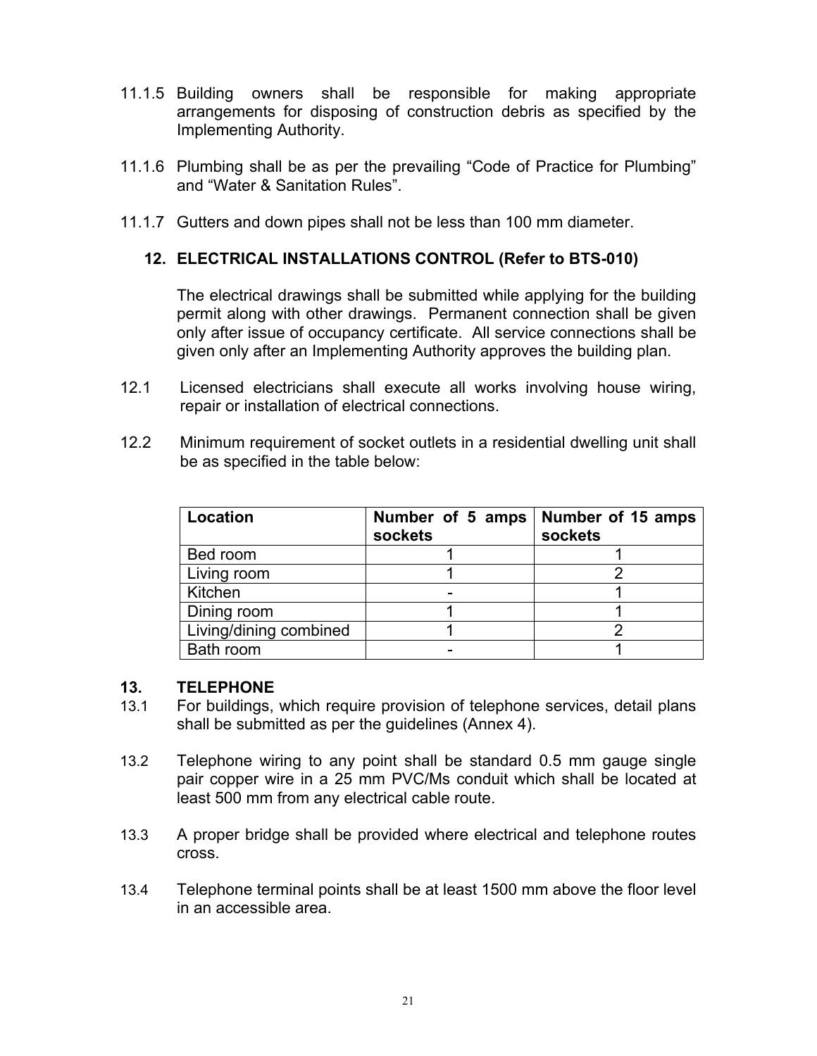11.1.5 Building owners shall be responsible for making appropriate arrangements for disposing of construction debris as specified by the Implementing Authority.

11.1.6 Plumbing shall be as per the prevailing "Code of Practice for Plumbing" and "Water & Sanitation Rules".

11.1.7 Gutters and down pipes shall not be less than 100 mm diameter.

## 12. ELECTRICAL INSTALLATIONS CONTROL (Refer to BTS-010)

The electrical drawings shall be submitted while applying for the building permit along with other drawings. Permanent connection shall be given only after issue of occupancy certificate. All service connections shall be given only after an Implementing Authority approves the building plan.

12.1 Licensed electricians shall execute all works involving house wiring, repair or installation of electrical connections.

12.2 Minimum requirement of socket outlets in a residential dwelling unit shall be as specified in the table below:

| Location | Number of 5 amps sockets | Number of 15 amps sockets |
|---|---|---|
| Bed room | 1 | 1 |
| Living room | 1 | 2 |
| Kitchen | - | 1 |
| Dining room | 1 | 1 |
| Living/dining combined | 1 | 2 |
| Bath room | - | 1 |

## 13. TELEPHONE

13.1 For buildings, which require provision of telephone services, detail plans shall be submitted as per the guidelines (Annex 4).

13.2 Telephone wiring to any point shall be standard 0.5 mm gauge single pair copper wire in a 25 mm PVC/Ms conduit which shall be located at least 500 mm from any electrical cable route.

13.3 A proper bridge shall be provided where electrical and telephone routes cross.

13.4 Telephone terminal points shall be at least 1500 mm above the floor level in an accessible area.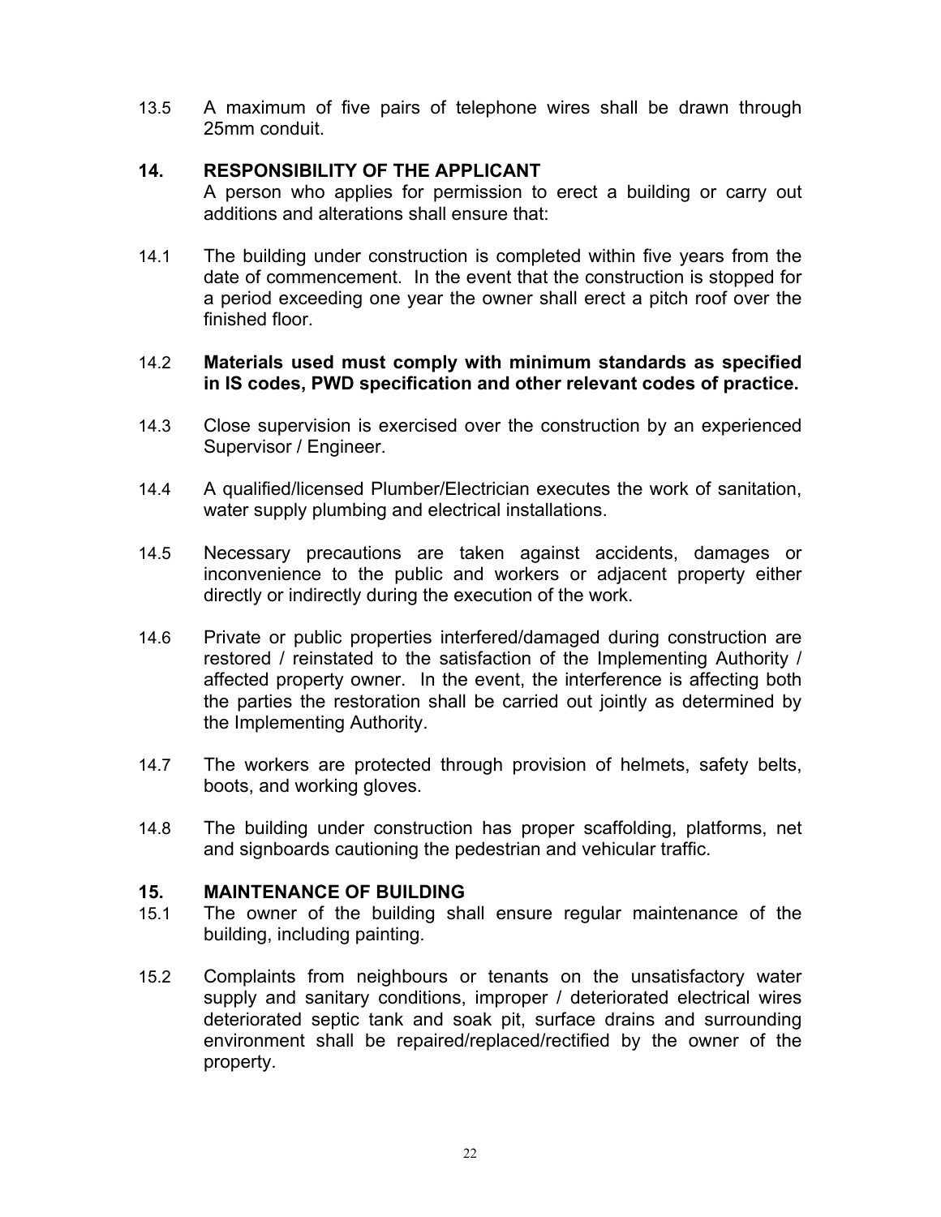13.5 A maximum of five pairs of telephone wires shall be drawn through 25mm conduit.

## 14. RESPONSIBILITY OF THE APPLICANT

A person who applies for permission to erect a building or carry out additions and alterations shall ensure that:

14.1 The building under construction is completed within five years from the date of commencement. In the event that the construction is stopped for a period exceeding one year the owner shall erect a pitch roof over the finished floor.

14.2 **Materials used must comply with minimum standards as specified in IS codes, PWD specification and other relevant codes of practice.**

14.3 Close supervision is exercised over the construction by an experienced Supervisor / Engineer.

14.4 A qualified/licensed Plumber/Electrician executes the work of sanitation, water supply plumbing and electrical installations.

14.5 Necessary precautions are taken against accidents, damages or inconvenience to the public and workers or adjacent property either directly or indirectly during the execution of the work.

14.6 Private or public properties interfered/damaged during construction are restored / reinstated to the satisfaction of the Implementing Authority / affected property owner. In the event, the interference is affecting both the parties the restoration shall be carried out jointly as determined by the Implementing Authority.

14.7 The workers are protected through provision of helmets, safety belts, boots, and working gloves.

14.8 The building under construction has proper scaffolding, platforms, net and signboards cautioning the pedestrian and vehicular traffic.

## 15. MAINTENANCE OF BUILDING

15.1 The owner of the building shall ensure regular maintenance of the building, including painting.

15.2 Complaints from neighbours or tenants on the unsatisfactory water supply and sanitary conditions, improper / deteriorated electrical wires deteriorated septic tank and soak pit, surface drains and surrounding environment shall be repaired/replaced/rectified by the owner of the property.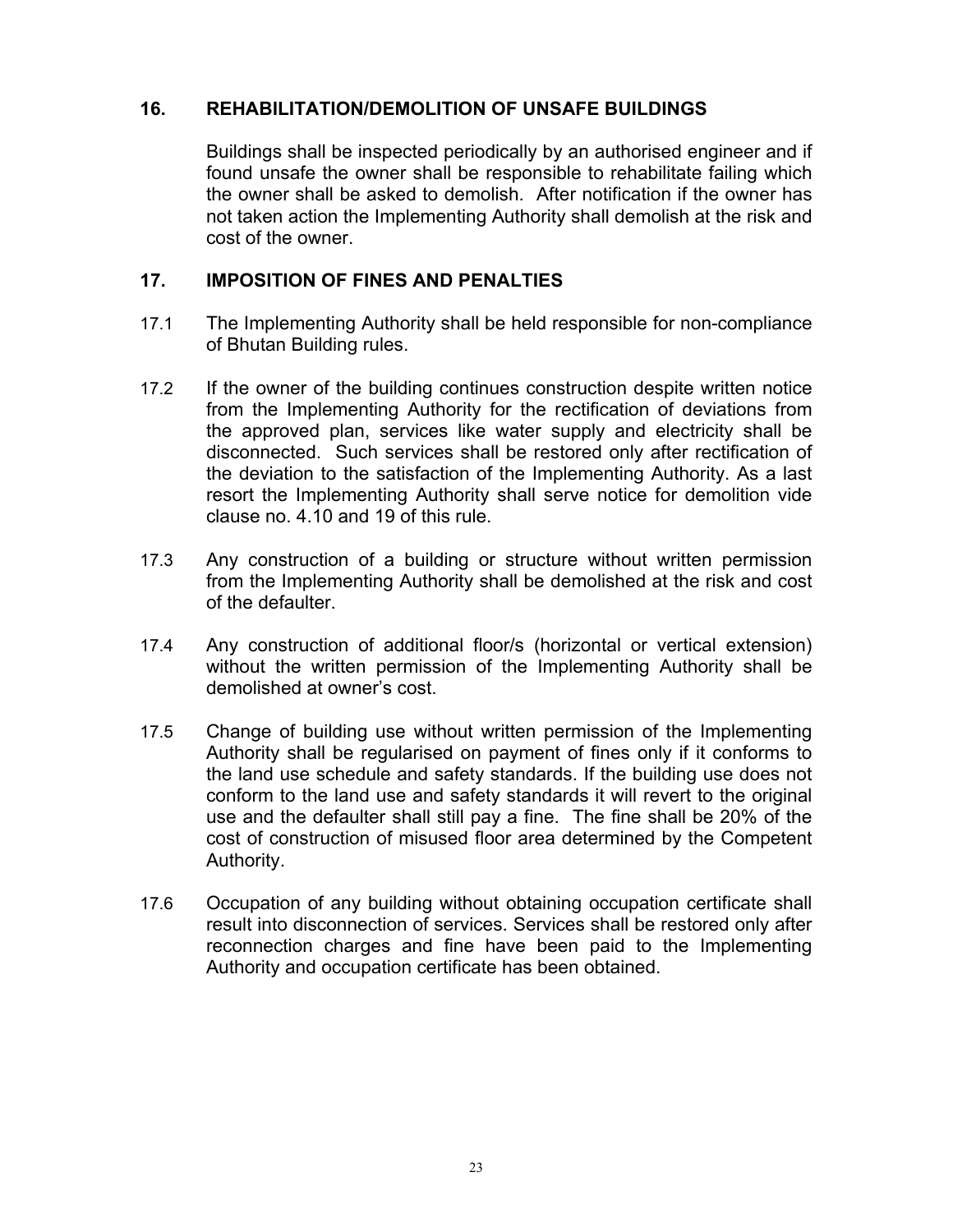## 16. REHABILITATION/DEMOLITION OF UNSAFE BUILDINGS

Buildings shall be inspected periodically by an authorised engineer and if found unsafe the owner shall be responsible to rehabilitate failing which the owner shall be asked to demolish. After notification if the owner has not taken action the Implementing Authority shall demolish at the risk and cost of the owner.

## 17. IMPOSITION OF FINES AND PENALTIES

17.1 The Implementing Authority shall be held responsible for non-compliance of Bhutan Building rules.

17.2 If the owner of the building continues construction despite written notice from the Implementing Authority for the rectification of deviations from the approved plan, services like water supply and electricity shall be disconnected. Such services shall be restored only after rectification of the deviation to the satisfaction of the Implementing Authority. As a last resort the Implementing Authority shall serve notice for demolition vide clause no. 4.10 and 19 of this rule.

17.3 Any construction of a building or structure without written permission from the Implementing Authority shall be demolished at the risk and cost of the defaulter.

17.4 Any construction of additional floor/s (horizontal or vertical extension) without the written permission of the Implementing Authority shall be demolished at owner's cost.

17.5 Change of building use without written permission of the Implementing Authority shall be regularised on payment of fines only if it conforms to the land use schedule and safety standards. If the building use does not conform to the land use and safety standards it will revert to the original use and the defaulter shall still pay a fine. The fine shall be 20% of the cost of construction of misused floor area determined by the Competent Authority.

17.6 Occupation of any building without obtaining occupation certificate shall result into disconnection of services. Services shall be restored only after reconnection charges and fine have been paid to the Implementing Authority and occupation certificate has been obtained.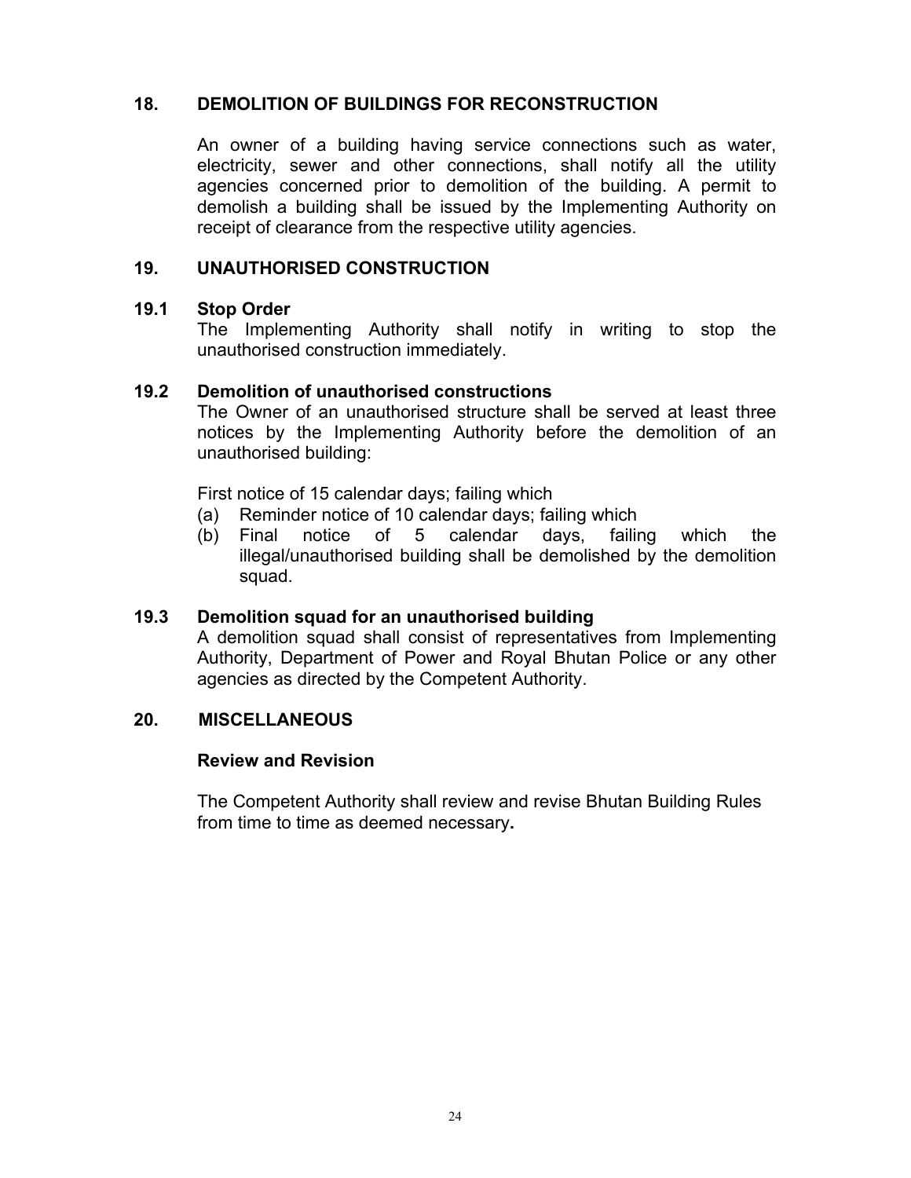## 18. DEMOLITION OF BUILDINGS FOR RECONSTRUCTION

An owner of a building having service connections such as water, electricity, sewer and other connections, shall notify all the utility agencies concerned prior to demolition of the building. A permit to demolish a building shall be issued by the Implementing Authority on receipt of clearance from the respective utility agencies.

## 19. UNAUTHORISED CONSTRUCTION

### 19.1 Stop Order

The Implementing Authority shall notify in writing to stop the unauthorised construction immediately.

### 19.2 Demolition of unauthorised constructions

The Owner of an unauthorised structure shall be served at least three notices by the Implementing Authority before the demolition of an unauthorised building:

First notice of 15 calendar days; failing which

(a) Reminder notice of 10 calendar days; failing which
(b) Final notice of 5 calendar days, failing which the illegal/unauthorised building shall be demolished by the demolition squad.

### 19.3 Demolition squad for an unauthorised building

A demolition squad shall consist of representatives from Implementing Authority, Department of Power and Royal Bhutan Police or any other agencies as directed by the Competent Authority.

## 20. MISCELLANEOUS

### Review and Revision

The Competent Authority shall review and revise Bhutan Building Rules from time to time as deemed necessary**.**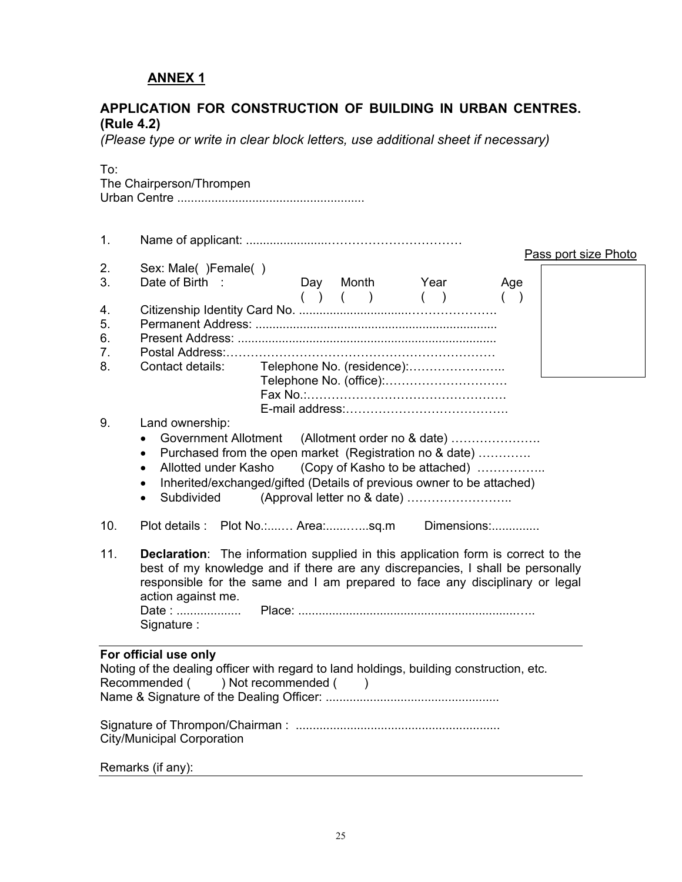## ANNEX 1

### APPLICATION FOR CONSTRUCTION OF BUILDING IN URBAN CENTRES. (Rule 4.2)

*(Please type or write in clear block letters, use additional sheet if necessary)*

To:
The Chairperson/Thrompen
Urban Centre ......................................................

Pass port size Photo

1. Name of applicant: .......................……………………………
2. Sex: Male( )Female( )
3. Date of Birth : Day ( ) Month ( ) Year ( ) Age ( )
4. Citizenship Identity Card No. .............................…………………
5. Permanent Address: ......................................................................
6. Present Address: ..........................................................................
7. Postal Address:…………………………………………………………
8. Contact details: Telephone No. (residence):……………………..
   Telephone No. (office):……………………………
   Fax No.:……………………………………………
   E-mail address:………………………………….
9. Land ownership:
   - Government Allotment (Allotment order no & date) ………………….
   - Purchased from the open market (Registration no & date) ………….
   - Allotted under Kasho (Copy of Kasho to be attached) ……………..
   - Inherited/exchanged/gifted (Details of previous owner to be attached)
   - Subdivided (Approval letter no & date) ……………………..
10. Plot details : Plot No.:...… Area:......…..sq.m Dimensions:..............
11. **Declaration**: The information supplied in this application form is correct to the best of my knowledge and if there are any discrepancies, I shall be personally responsible for the same and I am prepared to face any disciplinary or legal action against me.
    Date : .................. Place: ...................................................................….
    Signature :

---

**For official use only**

Noting of the dealing officer with regard to land holdings, building construction, etc.
Recommended ( ) Not recommended ( )
Name & Signature of the Dealing Officer: ..................................................

Signature of Thrompon/Chairman : ...........................................................
City/Municipal Corporation

Remarks (if any):

---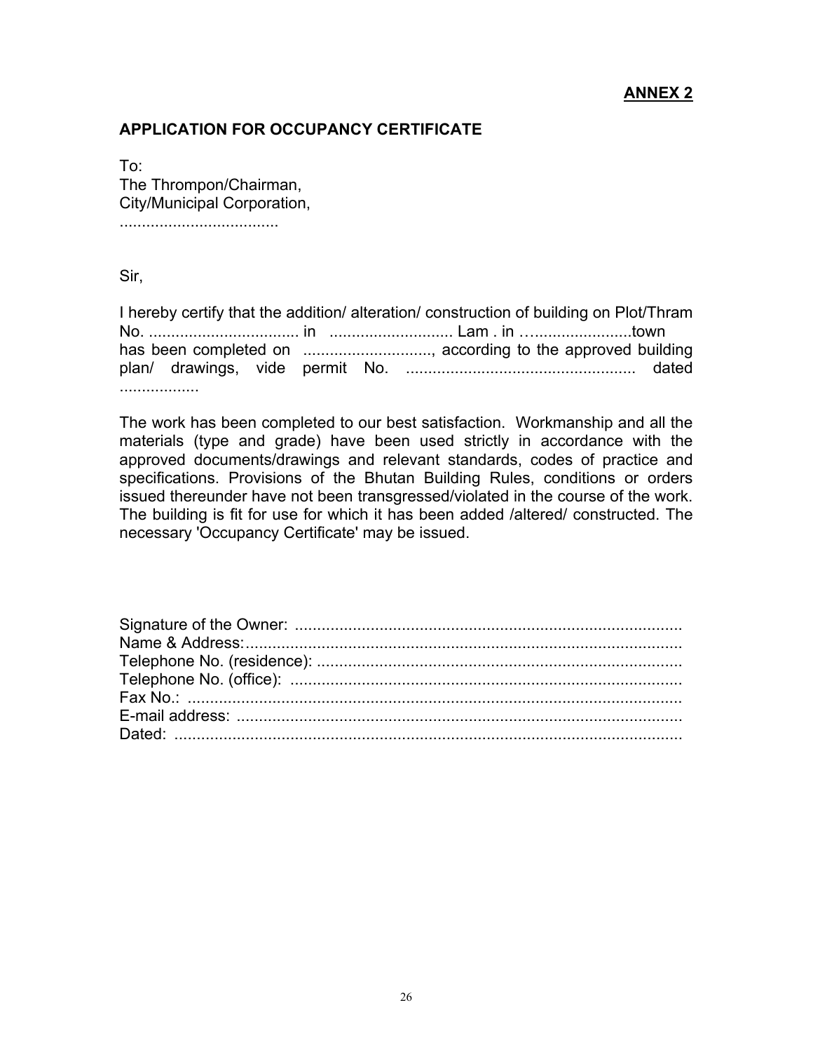**ANNEX 2**

**APPLICATION FOR OCCUPANCY CERTIFICATE**

To:
The Thrompon/Chairman,
City/Municipal Corporation,
...................................

Sir,

I hereby certify that the addition/ alteration/ construction of building on Plot/Thram No. .................................. in ............................ Lam . in ….....................town has been completed on ............................., according to the approved building plan/ drawings, vide permit No. .................................................... dated ..................

The work has been completed to our best satisfaction. Workmanship and all the materials (type and grade) have been used strictly in accordance with the approved documents/drawings and relevant standards, codes of practice and specifications. Provisions of the Bhutan Building Rules, conditions or orders issued thereunder have not been transgressed/violated in the course of the work. The building is fit for use for which it has been added /altered/ constructed. The necessary 'Occupancy Certificate' may be issued.

Signature of the Owner: .......................................................................................
Name & Address:..................................................................................................
Telephone No. (residence): ..................................................................................
Telephone No. (office): ........................................................................................
Fax No.: ...............................................................................................................
E-mail address: ....................................................................................................
Dated: ..................................................................................................................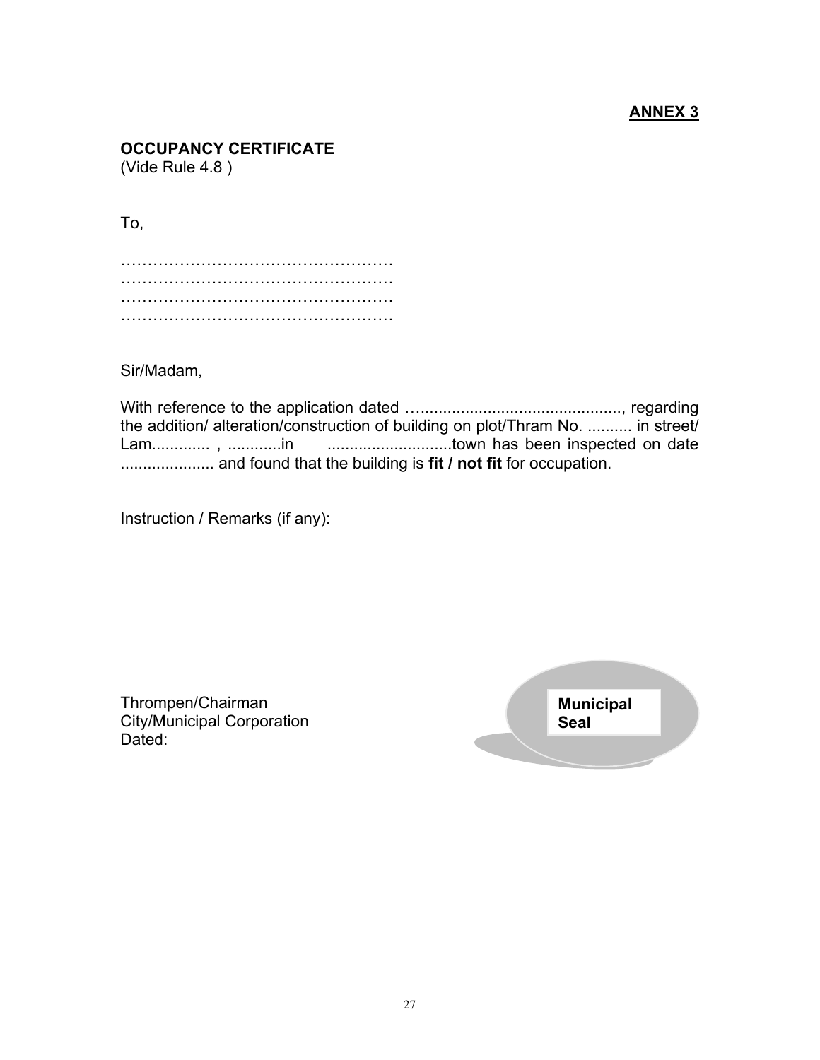**ANNEX 3**

**OCCUPANCY CERTIFICATE**
(Vide Rule 4.8 )

To,

……………………………………………
……………………………………………
……………………………………………
……………………………………………

Sir/Madam,

With reference to the application dated …............................................, regarding the addition/ alteration/construction of building on plot/Thram No. .......... in street/ Lam............. , ............in ............................town has been inspected on date ..................... and found that the building is **fit / not fit** for occupation.

Instruction / Remarks (if any):

Thrompen/Chairman
City/Municipal Corporation
Dated:

**Municipal Seal**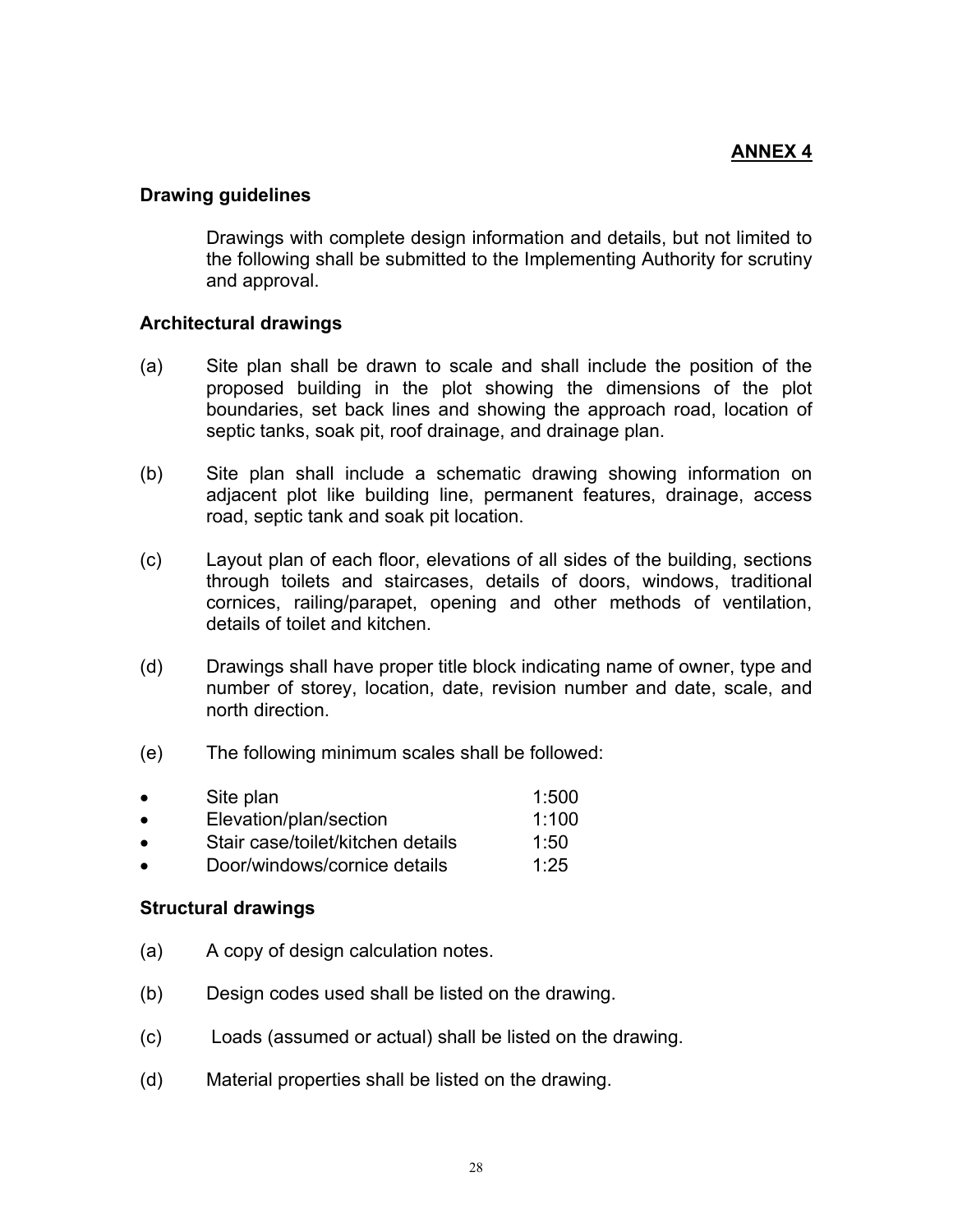**ANNEX 4**

## Drawing guidelines

Drawings with complete design information and details, but not limited to the following shall be submitted to the Implementing Authority for scrutiny and approval.

### Architectural drawings

(a) Site plan shall be drawn to scale and shall include the position of the proposed building in the plot showing the dimensions of the plot boundaries, set back lines and showing the approach road, location of septic tanks, soak pit, roof drainage, and drainage plan.

(b) Site plan shall include a schematic drawing showing information on adjacent plot like building line, permanent features, drainage, access road, septic tank and soak pit location.

(c) Layout plan of each floor, elevations of all sides of the building, sections through toilets and staircases, details of doors, windows, traditional cornices, railing/parapet, opening and other methods of ventilation, details of toilet and kitchen.

(d) Drawings shall have proper title block indicating name of owner, type and number of storey, location, date, revision number and date, scale, and north direction.

(e) The following minimum scales shall be followed:

- Site plan 1:500
- Elevation/plan/section 1:100
- Stair case/toilet/kitchen details 1:50
- Door/windows/cornice details 1:25

### Structural drawings

(a) A copy of design calculation notes.

(b) Design codes used shall be listed on the drawing.

(c) Loads (assumed or actual) shall be listed on the drawing.

(d) Material properties shall be listed on the drawing.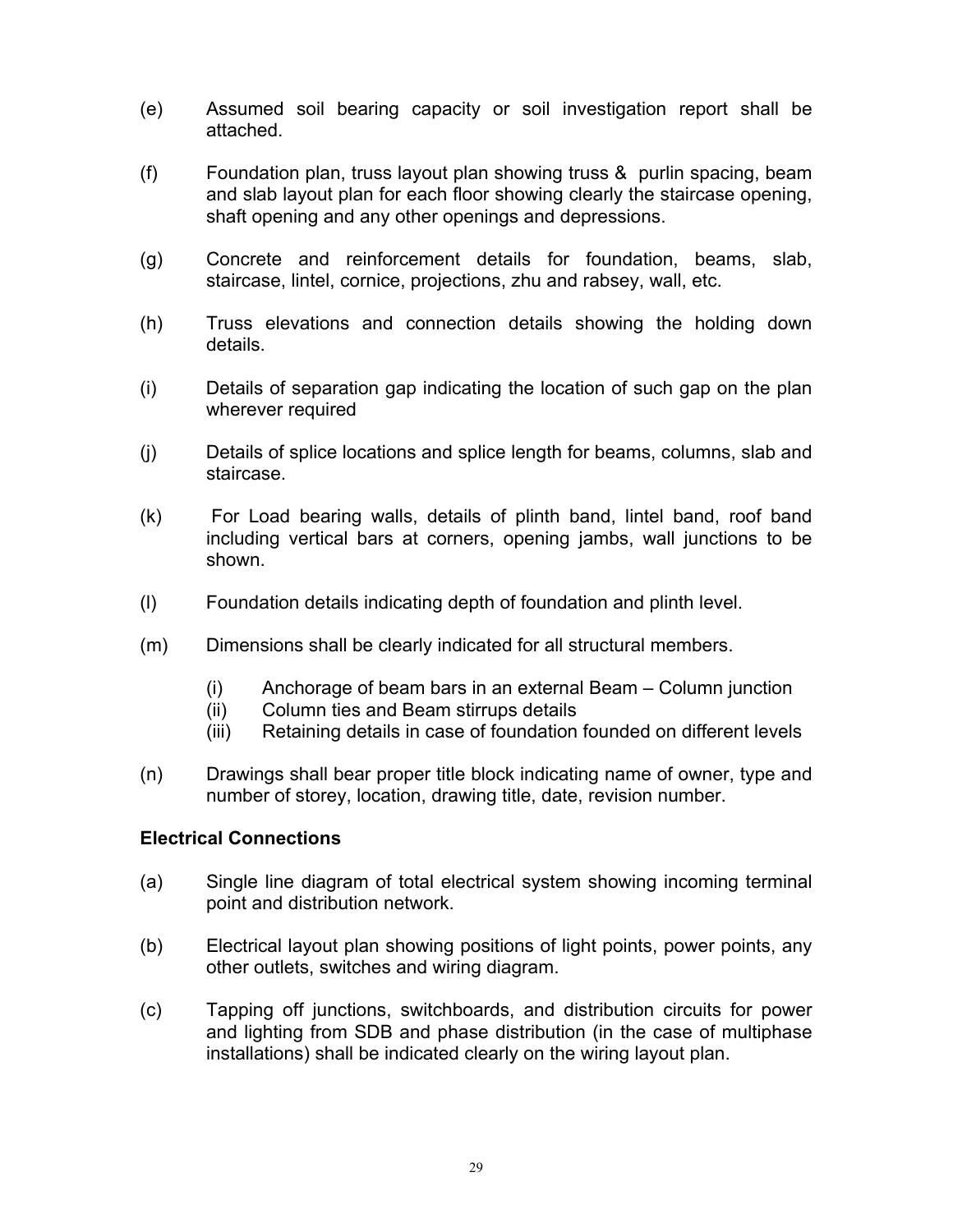(e) Assumed soil bearing capacity or soil investigation report shall be attached.

(f) Foundation plan, truss layout plan showing truss & purlin spacing, beam and slab layout plan for each floor showing clearly the staircase opening, shaft opening and any other openings and depressions.

(g) Concrete and reinforcement details for foundation, beams, slab, staircase, lintel, cornice, projections, zhu and rabsey, wall, etc.

(h) Truss elevations and connection details showing the holding down details.

(i) Details of separation gap indicating the location of such gap on the plan wherever required

(j) Details of splice locations and splice length for beams, columns, slab and staircase.

(k) For Load bearing walls, details of plinth band, lintel band, roof band including vertical bars at corners, opening jambs, wall junctions to be shown.

(l) Foundation details indicating depth of foundation and plinth level.

(m) Dimensions shall be clearly indicated for all structural members.

    (i) Anchorage of beam bars in an external Beam – Column junction
    (ii) Column ties and Beam stirrups details
    (iii) Retaining details in case of foundation founded on different levels

(n) Drawings shall bear proper title block indicating name of owner, type and number of storey, location, drawing title, date, revision number.

**Electrical Connections**

(a) Single line diagram of total electrical system showing incoming terminal point and distribution network.

(b) Electrical layout plan showing positions of light points, power points, any other outlets, switches and wiring diagram.

(c) Tapping off junctions, switchboards, and distribution circuits for power and lighting from SDB and phase distribution (in the case of multiphase installations) shall be indicated clearly on the wiring layout plan.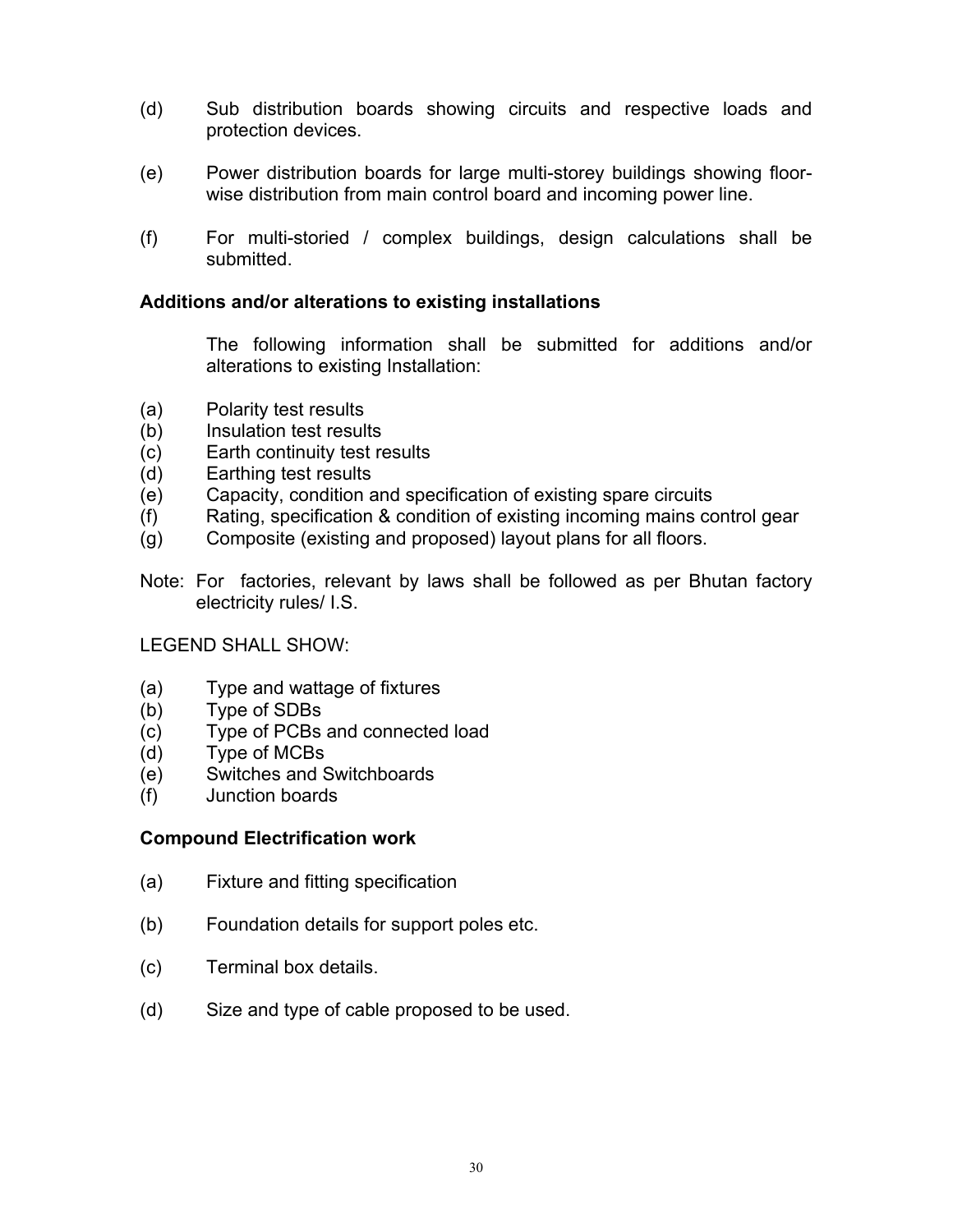(d) Sub distribution boards showing circuits and respective loads and protection devices.

(e) Power distribution boards for large multi-storey buildings showing floor-wise distribution from main control board and incoming power line.

(f) For multi-storied / complex buildings, design calculations shall be submitted.

**Additions and/or alterations to existing installations**

The following information shall be submitted for additions and/or alterations to existing Installation:

(a) Polarity test results
(b) Insulation test results
(c) Earth continuity test results
(d) Earthing test results
(e) Capacity, condition and specification of existing spare circuits
(f) Rating, specification & condition of existing incoming mains control gear
(g) Composite (existing and proposed) layout plans for all floors.

Note: For factories, relevant by laws shall be followed as per Bhutan factory electricity rules/ I.S.

LEGEND SHALL SHOW:

(a) Type and wattage of fixtures
(b) Type of SDBs
(c) Type of PCBs and connected load
(d) Type of MCBs
(e) Switches and Switchboards
(f) Junction boards

**Compound Electrification work**

(a) Fixture and fitting specification

(b) Foundation details for support poles etc.

(c) Terminal box details.

(d) Size and type of cable proposed to be used.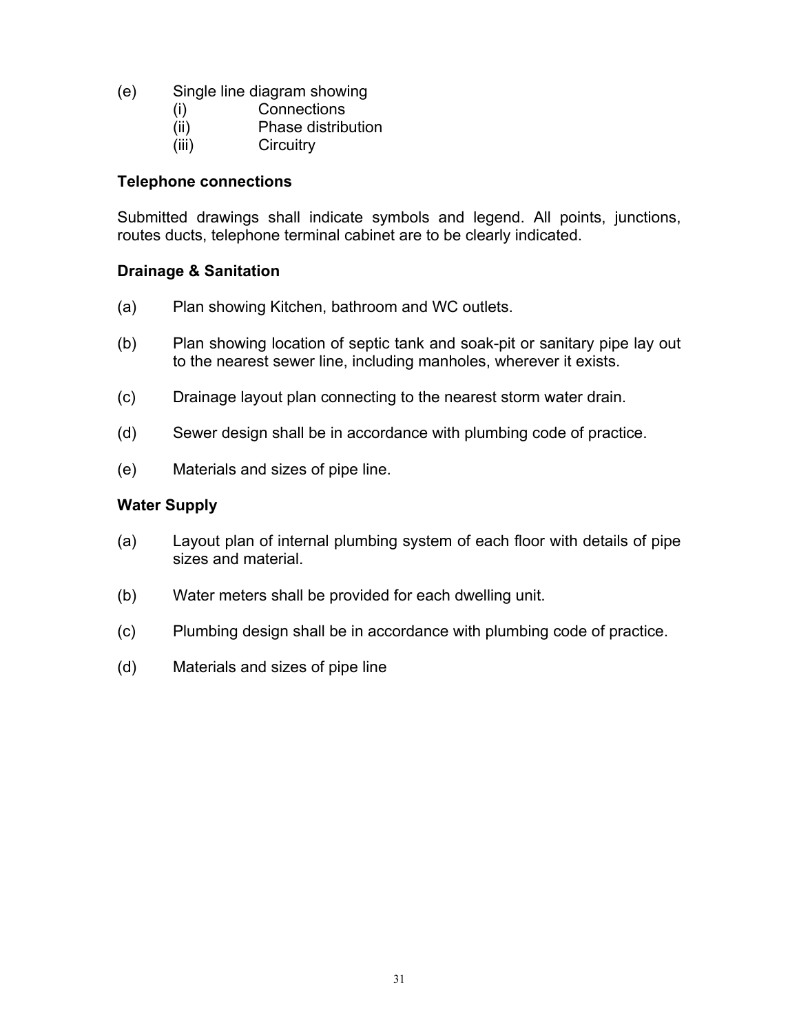(e) Single line diagram showing
   (i) Connections
   (ii) Phase distribution
   (iii) Circuitry

**Telephone connections**

Submitted drawings shall indicate symbols and legend. All points, junctions, routes ducts, telephone terminal cabinet are to be clearly indicated.

**Drainage & Sanitation**

(a) Plan showing Kitchen, bathroom and WC outlets.

(b) Plan showing location of septic tank and soak-pit or sanitary pipe lay out to the nearest sewer line, including manholes, wherever it exists.

(c) Drainage layout plan connecting to the nearest storm water drain.

(d) Sewer design shall be in accordance with plumbing code of practice.

(e) Materials and sizes of pipe line.

**Water Supply**

(a) Layout plan of internal plumbing system of each floor with details of pipe sizes and material.

(b) Water meters shall be provided for each dwelling unit.

(c) Plumbing design shall be in accordance with plumbing code of practice.

(d) Materials and sizes of pipe line